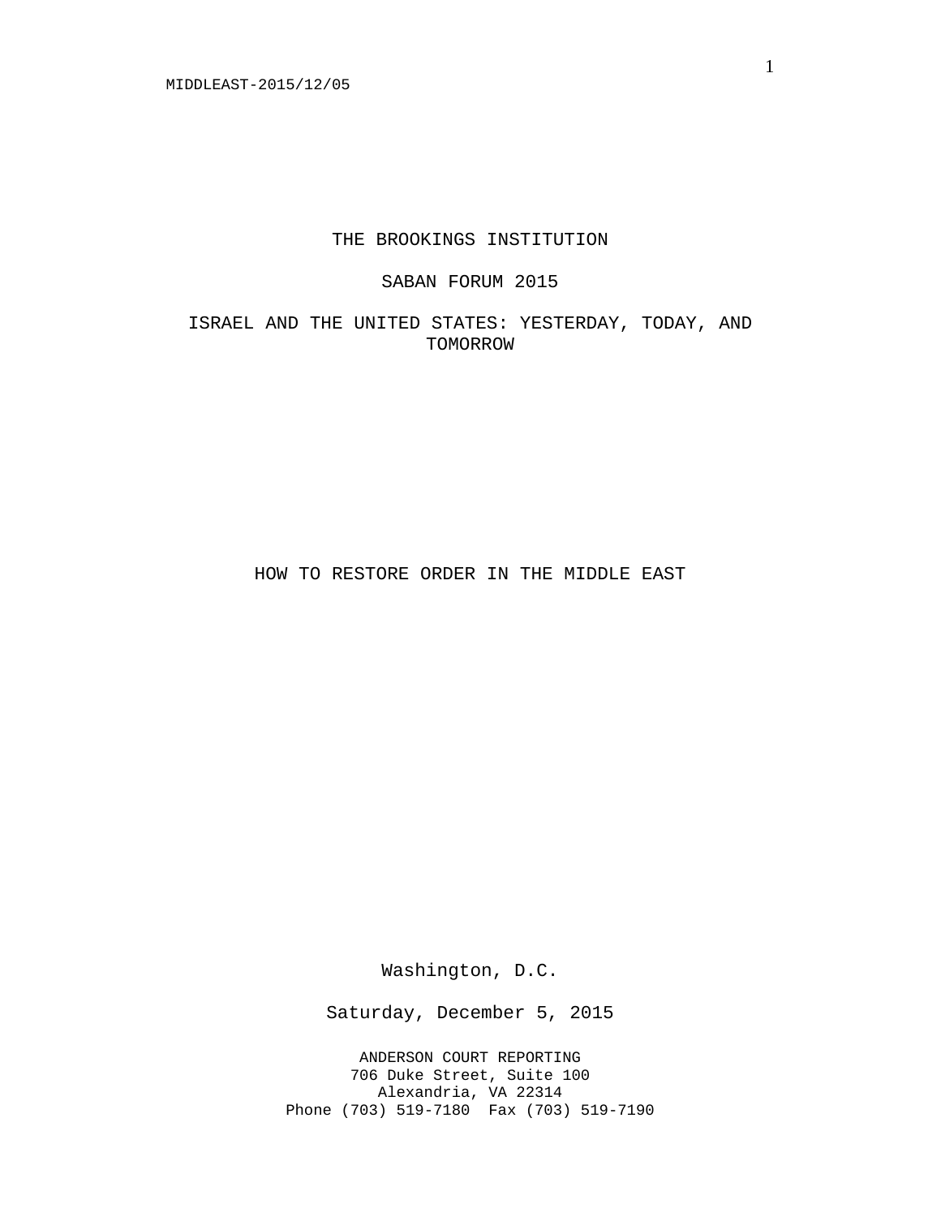THE BROOKINGS INSTITUTION

SABAN FORUM 2015

ISRAEL AND THE UNITED STATES: YESTERDAY, TODAY, AND TOMORROW

HOW TO RESTORE ORDER IN THE MIDDLE EAST

Washington, D.C.

Saturday, December 5, 2015

ANDERSON COURT REPORTING
706 Duke Street, Suite 100
Alexandria, VA 22314
Phone (703) 519-7180 Fax (703) 519-7190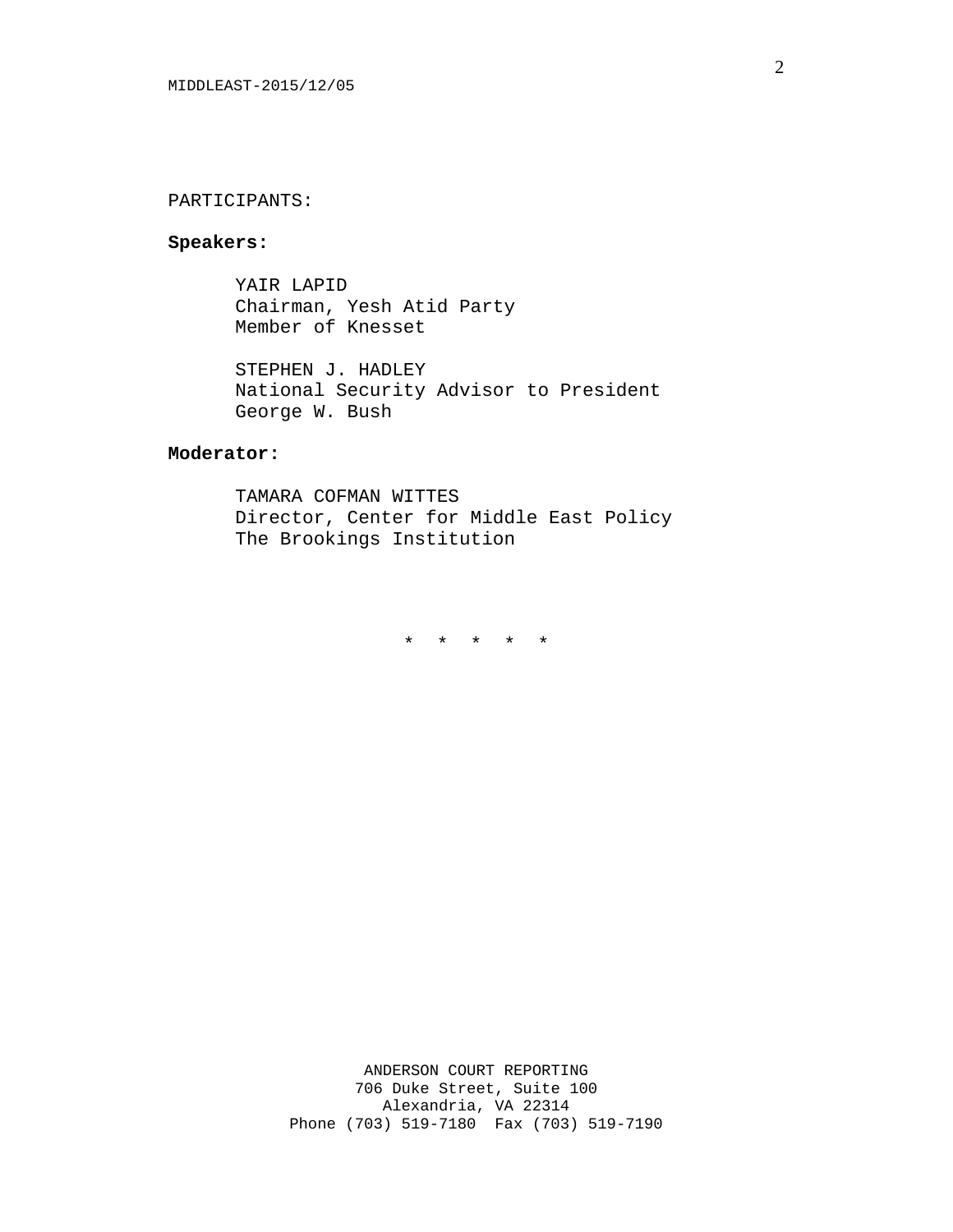PARTICIPANTS:

**Speakers:**

YAIR LAPID
Chairman, Yesh Atid Party
Member of Knesset

STEPHEN J. HADLEY
National Security Advisor to President
George W. Bush

**Moderator:**

TAMARA COFMAN WITTES
Director, Center for Middle East Policy
The Brookings Institution

\* \* \* \* \*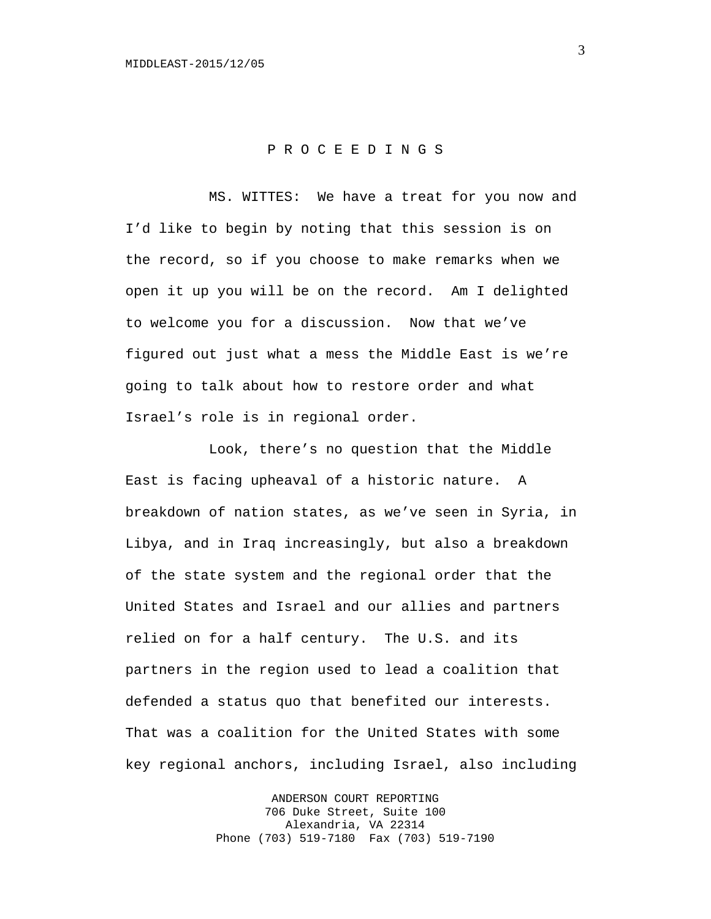P R O C E E D I N G S

MS. WITTES: We have a treat for you now and I'd like to begin by noting that this session is on the record, so if you choose to make remarks when we open it up you will be on the record. Am I delighted to welcome you for a discussion. Now that we've figured out just what a mess the Middle East is we're going to talk about how to restore order and what Israel's role is in regional order.

Look, there's no question that the Middle East is facing upheaval of a historic nature. A breakdown of nation states, as we've seen in Syria, in Libya, and in Iraq increasingly, but also a breakdown of the state system and the regional order that the United States and Israel and our allies and partners relied on for a half century. The U.S. and its partners in the region used to lead a coalition that defended a status quo that benefited our interests. That was a coalition for the United States with some key regional anchors, including Israel, also including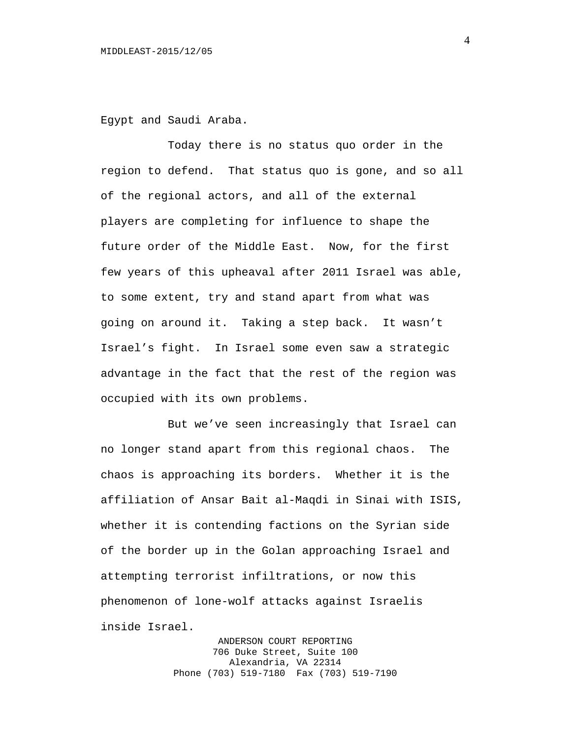Egypt and Saudi Araba.

Today there is no status quo order in the region to defend. That status quo is gone, and so all of the regional actors, and all of the external players are completing for influence to shape the future order of the Middle East. Now, for the first few years of this upheaval after 2011 Israel was able, to some extent, try and stand apart from what was going on around it. Taking a step back. It wasn't Israel's fight. In Israel some even saw a strategic advantage in the fact that the rest of the region was occupied with its own problems.

But we've seen increasingly that Israel can no longer stand apart from this regional chaos. The chaos is approaching its borders. Whether it is the affiliation of Ansar Bait al-Maqdi in Sinai with ISIS, whether it is contending factions on the Syrian side of the border up in the Golan approaching Israel and attempting terrorist infiltrations, or now this phenomenon of lone-wolf attacks against Israelis inside Israel.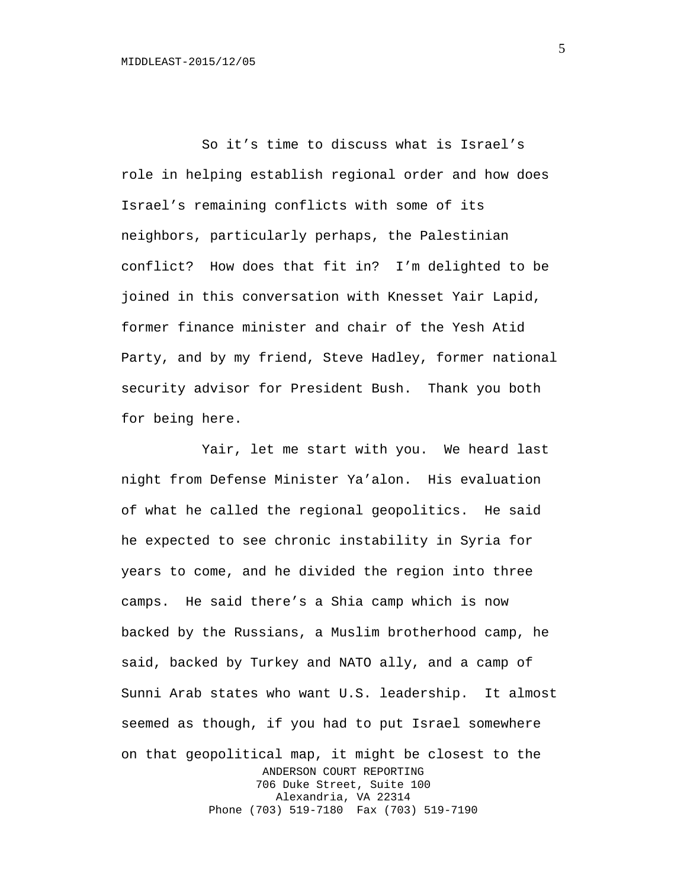So it's time to discuss what is Israel's role in helping establish regional order and how does Israel's remaining conflicts with some of its neighbors, particularly perhaps, the Palestinian conflict? How does that fit in? I'm delighted to be joined in this conversation with Knesset Yair Lapid, former finance minister and chair of the Yesh Atid Party, and by my friend, Steve Hadley, former national security advisor for President Bush. Thank you both for being here.

Yair, let me start with you. We heard last night from Defense Minister Ya'alon. His evaluation of what he called the regional geopolitics. He said he expected to see chronic instability in Syria for years to come, and he divided the region into three camps. He said there's a Shia camp which is now backed by the Russians, a Muslim brotherhood camp, he said, backed by Turkey and NATO ally, and a camp of Sunni Arab states who want U.S. leadership. It almost seemed as though, if you had to put Israel somewhere on that geopolitical map, it might be closest to the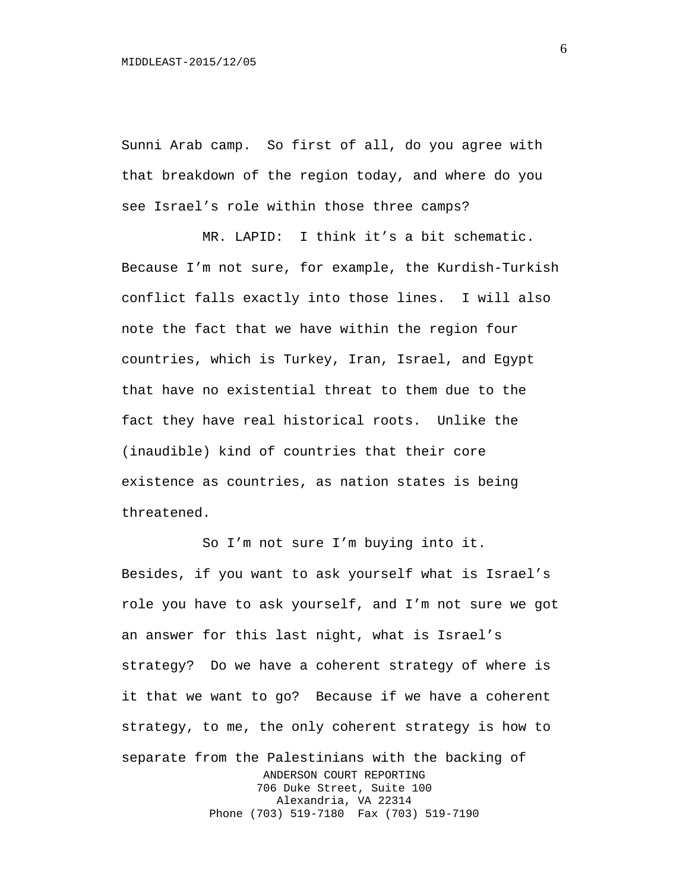Sunni Arab camp. So first of all, do you agree with that breakdown of the region today, and where do you see Israel's role within those three camps?

MR. LAPID: I think it's a bit schematic. Because I'm not sure, for example, the Kurdish-Turkish conflict falls exactly into those lines. I will also note the fact that we have within the region four countries, which is Turkey, Iran, Israel, and Egypt that have no existential threat to them due to the fact they have real historical roots. Unlike the (inaudible) kind of countries that their core existence as countries, as nation states is being threatened.

So I'm not sure I'm buying into it. Besides, if you want to ask yourself what is Israel's role you have to ask yourself, and I'm not sure we got an answer for this last night, what is Israel's strategy? Do we have a coherent strategy of where is it that we want to go? Because if we have a coherent strategy, to me, the only coherent strategy is how to separate from the Palestinians with the backing of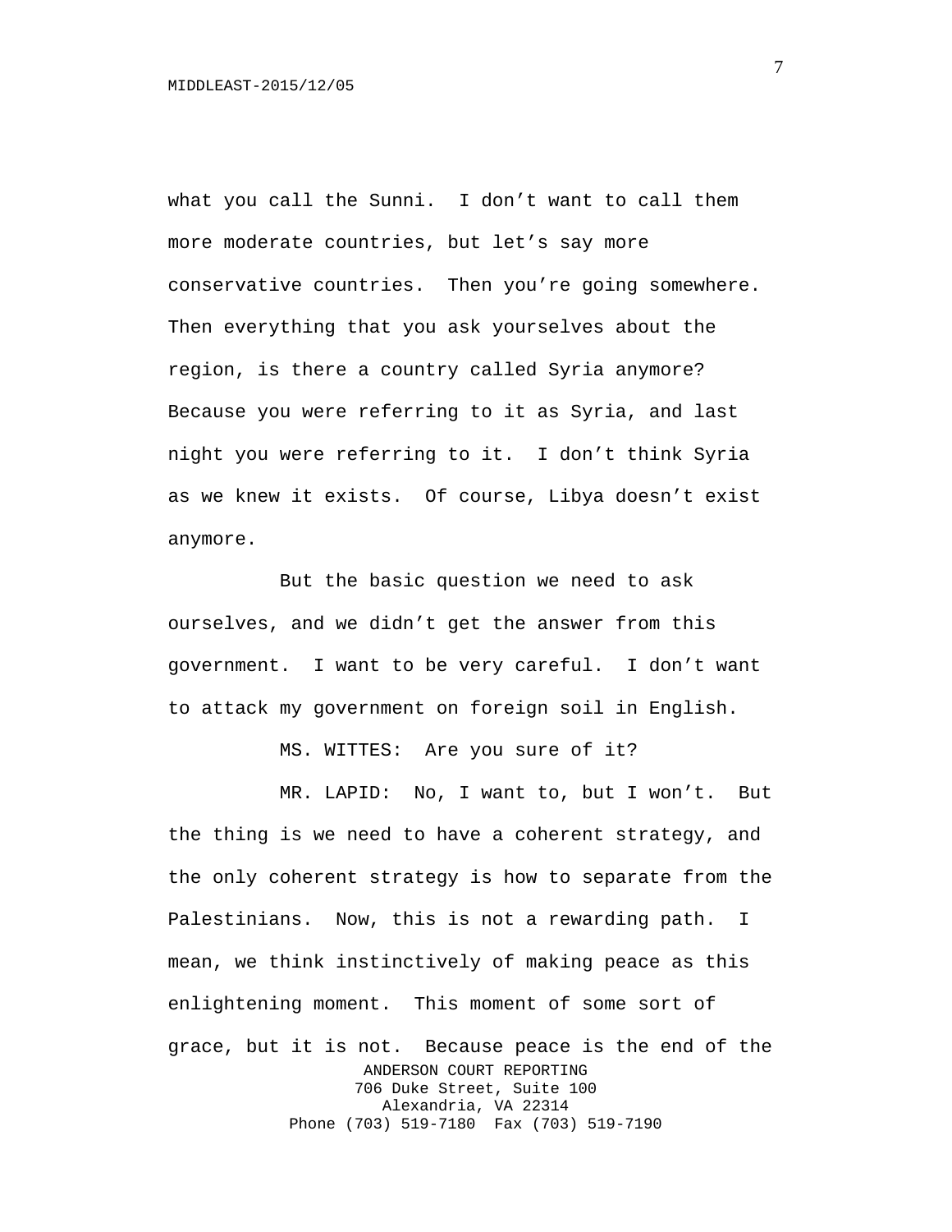what you call the Sunni. I don't want to call them more moderate countries, but let's say more conservative countries. Then you're going somewhere. Then everything that you ask yourselves about the region, is there a country called Syria anymore? Because you were referring to it as Syria, and last night you were referring to it. I don't think Syria as we knew it exists. Of course, Libya doesn't exist anymore.

But the basic question we need to ask ourselves, and we didn't get the answer from this government. I want to be very careful. I don't want to attack my government on foreign soil in English.

MS. WITTES: Are you sure of it?

MR. LAPID: No, I want to, but I won't. But the thing is we need to have a coherent strategy, and the only coherent strategy is how to separate from the Palestinians. Now, this is not a rewarding path. I mean, we think instinctively of making peace as this enlightening moment. This moment of some sort of grace, but it is not. Because peace is the end of the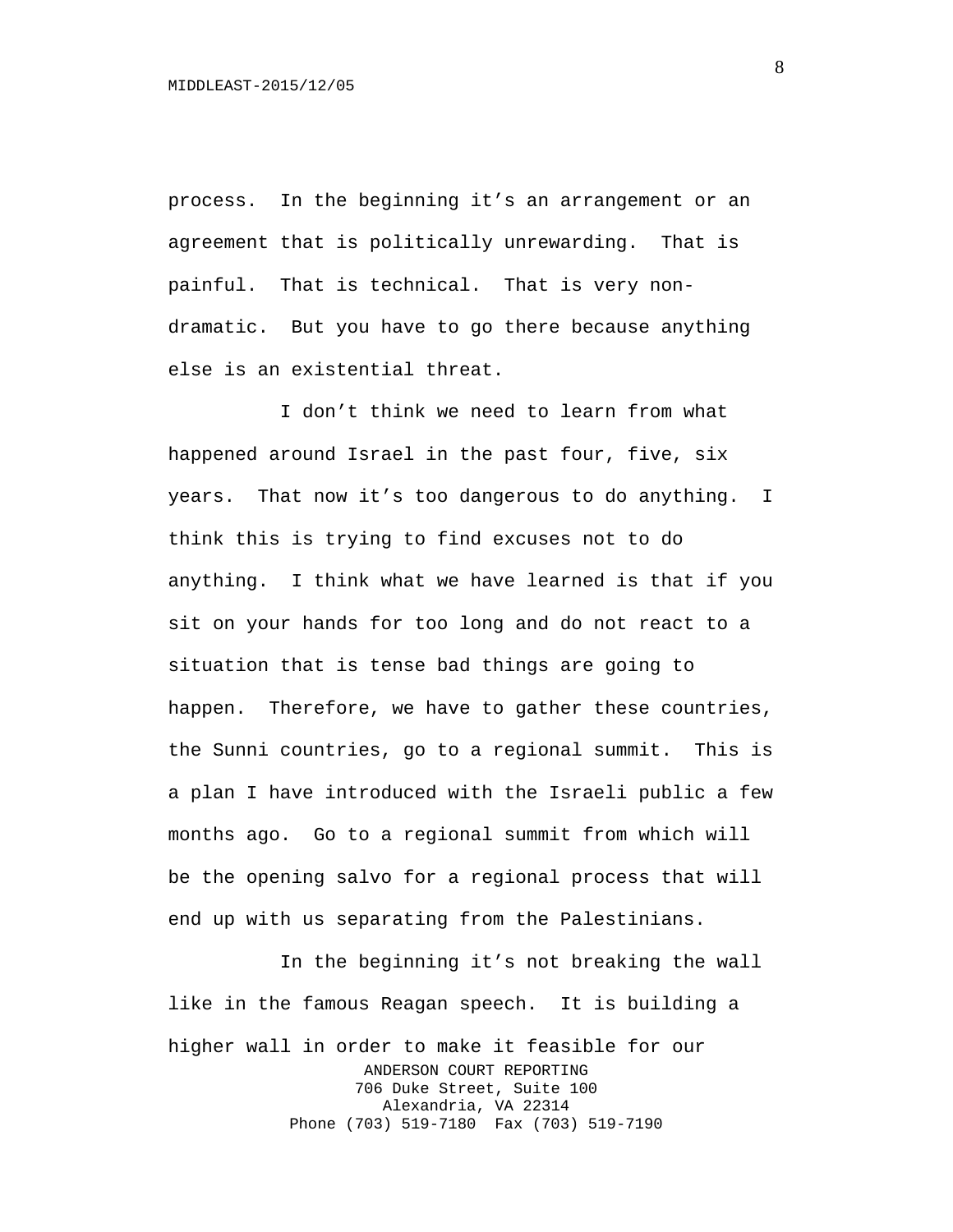process. In the beginning it's an arrangement or an agreement that is politically unrewarding. That is painful. That is technical. That is very non-dramatic. But you have to go there because anything else is an existential threat.

I don't think we need to learn from what happened around Israel in the past four, five, six years. That now it's too dangerous to do anything. I think this is trying to find excuses not to do anything. I think what we have learned is that if you sit on your hands for too long and do not react to a situation that is tense bad things are going to happen. Therefore, we have to gather these countries, the Sunni countries, go to a regional summit. This is a plan I have introduced with the Israeli public a few months ago. Go to a regional summit from which will be the opening salvo for a regional process that will end up with us separating from the Palestinians.

In the beginning it's not breaking the wall like in the famous Reagan speech. It is building a higher wall in order to make it feasible for our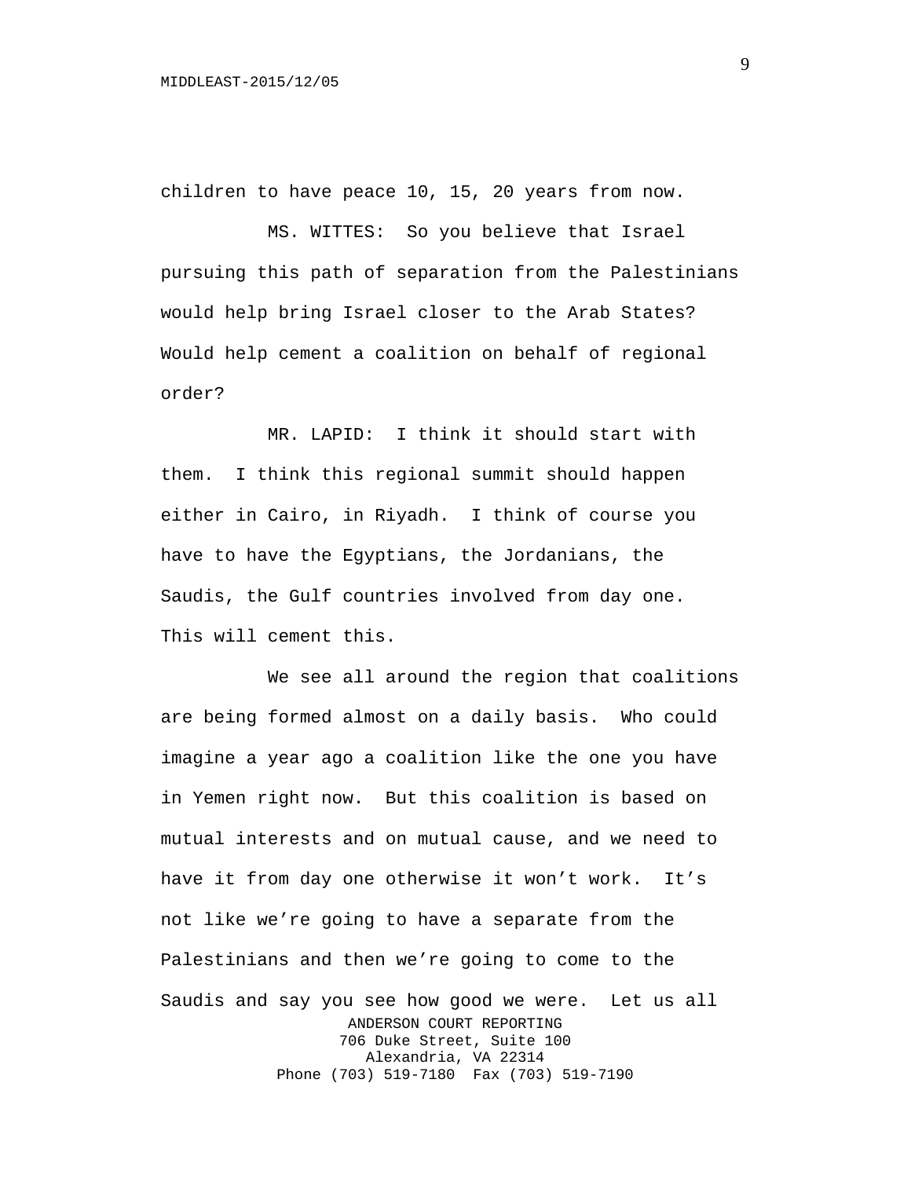children to have peace 10, 15, 20 years from now.

MS. WITTES: So you believe that Israel pursuing this path of separation from the Palestinians would help bring Israel closer to the Arab States? Would help cement a coalition on behalf of regional order?

MR. LAPID: I think it should start with them. I think this regional summit should happen either in Cairo, in Riyadh. I think of course you have to have the Egyptians, the Jordanians, the Saudis, the Gulf countries involved from day one. This will cement this.

We see all around the region that coalitions are being formed almost on a daily basis. Who could imagine a year ago a coalition like the one you have in Yemen right now. But this coalition is based on mutual interests and on mutual cause, and we need to have it from day one otherwise it won't work. It's not like we're going to have a separate from the Palestinians and then we're going to come to the Saudis and say you see how good we were. Let us all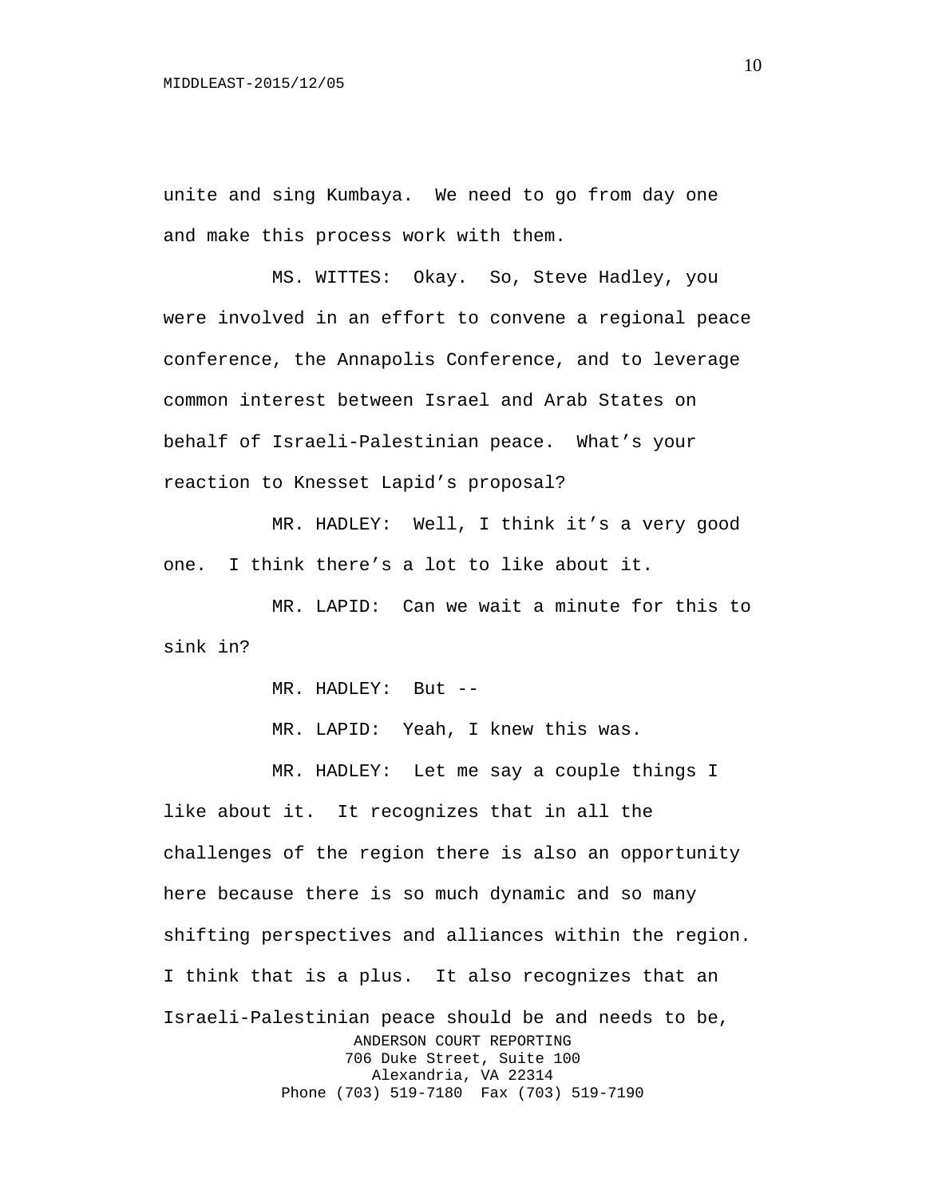unite and sing Kumbaya. We need to go from day one and make this process work with them.

MS. WITTES: Okay. So, Steve Hadley, you were involved in an effort to convene a regional peace conference, the Annapolis Conference, and to leverage common interest between Israel and Arab States on behalf of Israeli-Palestinian peace. What's your reaction to Knesset Lapid's proposal?

MR. HADLEY: Well, I think it's a very good one. I think there's a lot to like about it.

MR. LAPID: Can we wait a minute for this to sink in?

MR. HADLEY: But --

MR. LAPID: Yeah, I knew this was.

MR. HADLEY: Let me say a couple things I like about it. It recognizes that in all the challenges of the region there is also an opportunity here because there is so much dynamic and so many shifting perspectives and alliances within the region. I think that is a plus. It also recognizes that an Israeli-Palestinian peace should be and needs to be,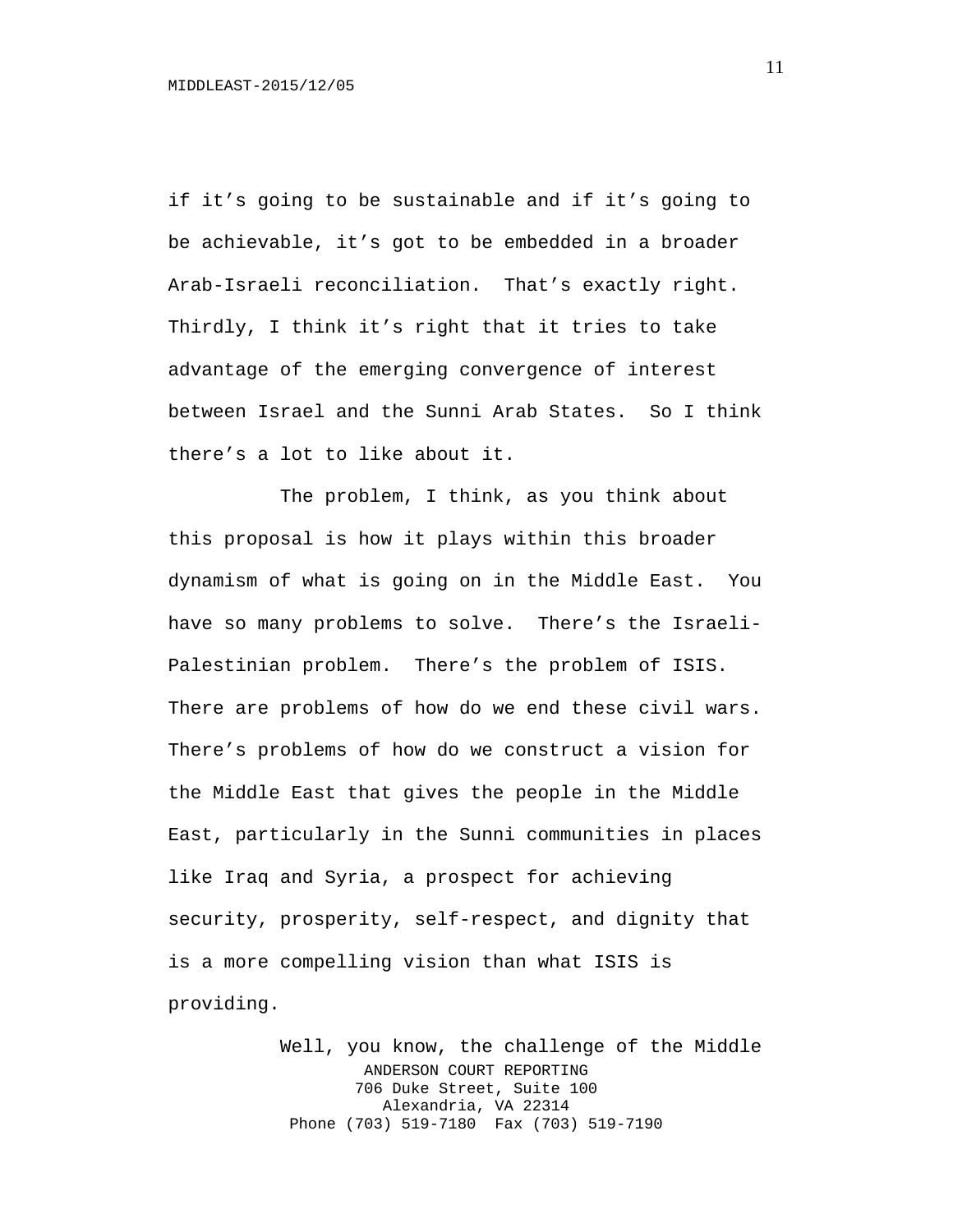if it's going to be sustainable and if it's going to be achievable, it's got to be embedded in a broader Arab-Israeli reconciliation. That's exactly right. Thirdly, I think it's right that it tries to take advantage of the emerging convergence of interest between Israel and the Sunni Arab States. So I think there's a lot to like about it.

The problem, I think, as you think about this proposal is how it plays within this broader dynamism of what is going on in the Middle East. You have so many problems to solve. There's the Israeli-Palestinian problem. There's the problem of ISIS. There are problems of how do we end these civil wars. There's problems of how do we construct a vision for the Middle East that gives the people in the Middle East, particularly in the Sunni communities in places like Iraq and Syria, a prospect for achieving security, prosperity, self-respect, and dignity that is a more compelling vision than what ISIS is providing.

Well, you know, the challenge of the Middle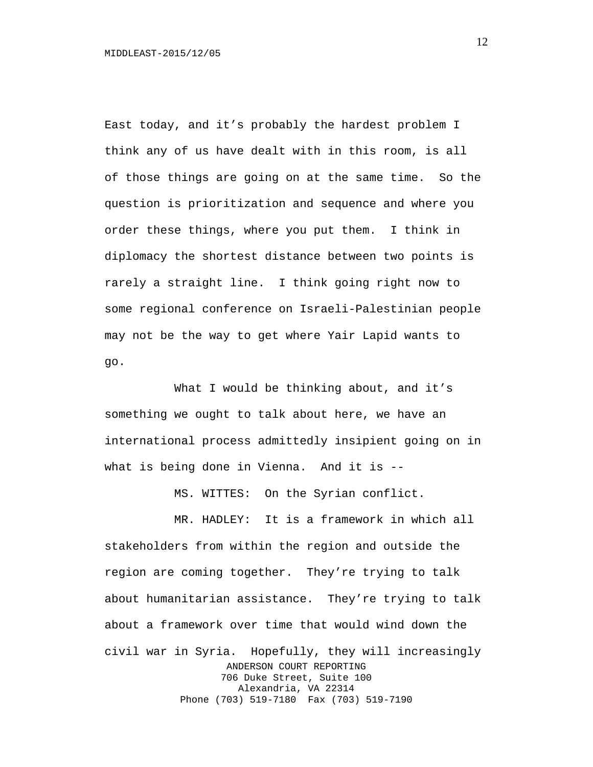East today, and it's probably the hardest problem I think any of us have dealt with in this room, is all of those things are going on at the same time. So the question is prioritization and sequence and where you order these things, where you put them. I think in diplomacy the shortest distance between two points is rarely a straight line. I think going right now to some regional conference on Israeli-Palestinian people may not be the way to get where Yair Lapid wants to go.

What I would be thinking about, and it's something we ought to talk about here, we have an international process admittedly insipient going on in what is being done in Vienna. And it is --

MS. WITTES: On the Syrian conflict.

MR. HADLEY: It is a framework in which all stakeholders from within the region and outside the region are coming together. They're trying to talk about humanitarian assistance. They're trying to talk about a framework over time that would wind down the civil war in Syria. Hopefully, they will increasingly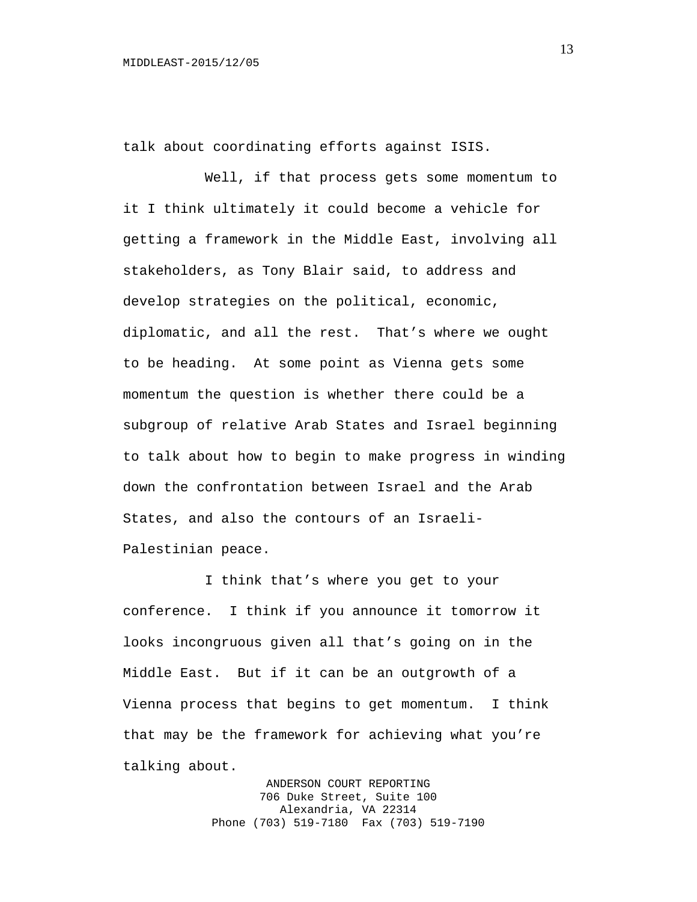talk about coordinating efforts against ISIS.

Well, if that process gets some momentum to it I think ultimately it could become a vehicle for getting a framework in the Middle East, involving all stakeholders, as Tony Blair said, to address and develop strategies on the political, economic, diplomatic, and all the rest. That's where we ought to be heading. At some point as Vienna gets some momentum the question is whether there could be a subgroup of relative Arab States and Israel beginning to talk about how to begin to make progress in winding down the confrontation between Israel and the Arab States, and also the contours of an Israeli-Palestinian peace.

I think that's where you get to your conference. I think if you announce it tomorrow it looks incongruous given all that's going on in the Middle East. But if it can be an outgrowth of a Vienna process that begins to get momentum. I think that may be the framework for achieving what you're talking about.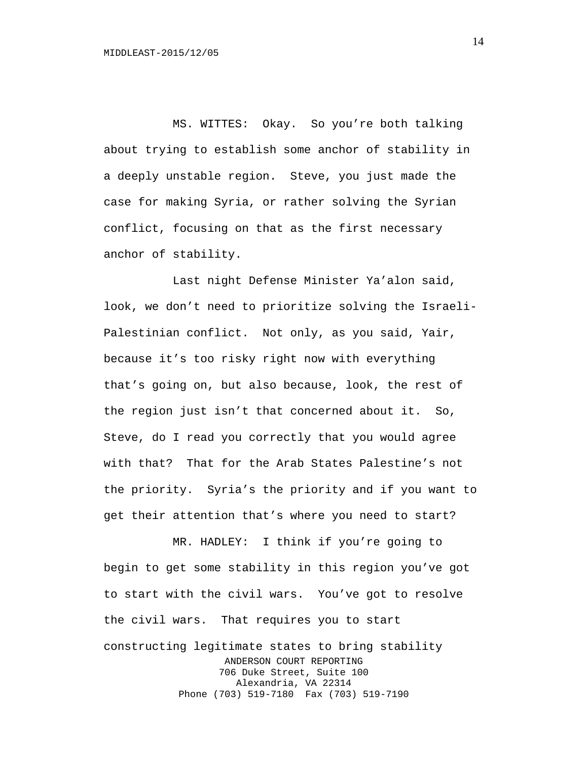MS. WITTES: Okay. So you're both talking about trying to establish some anchor of stability in a deeply unstable region. Steve, you just made the case for making Syria, or rather solving the Syrian conflict, focusing on that as the first necessary anchor of stability.

Last night Defense Minister Ya'alon said, look, we don't need to prioritize solving the Israeli-Palestinian conflict. Not only, as you said, Yair, because it's too risky right now with everything that's going on, but also because, look, the rest of the region just isn't that concerned about it. So, Steve, do I read you correctly that you would agree with that? That for the Arab States Palestine's not the priority. Syria's the priority and if you want to get their attention that's where you need to start?

MR. HADLEY: I think if you're going to begin to get some stability in this region you've got to start with the civil wars. You've got to resolve the civil wars. That requires you to start constructing legitimate states to bring stability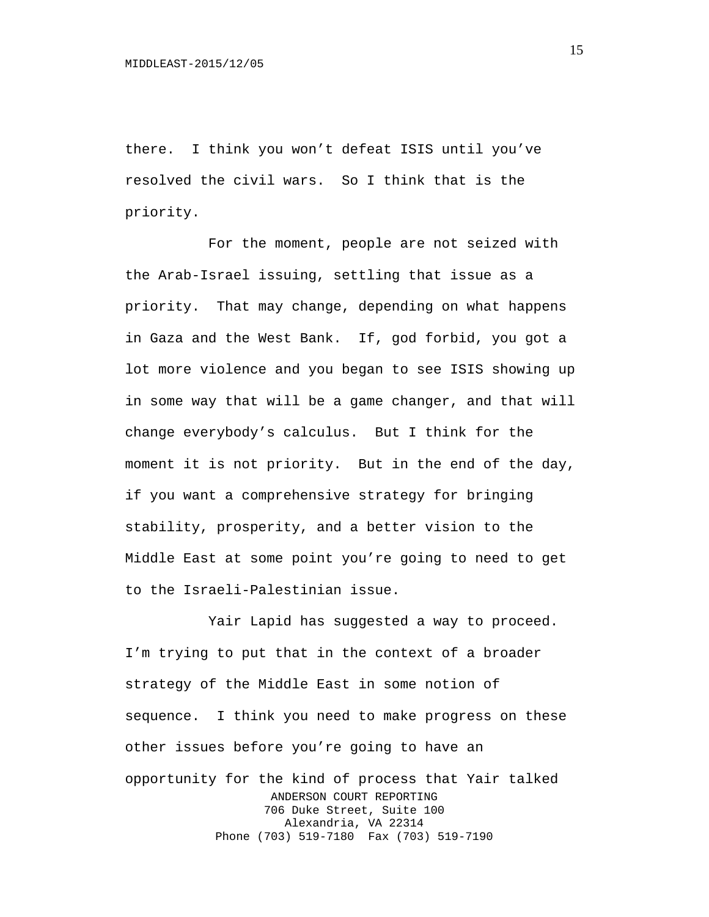there. I think you won't defeat ISIS until you've resolved the civil wars. So I think that is the priority.

For the moment, people are not seized with the Arab-Israel issuing, settling that issue as a priority. That may change, depending on what happens in Gaza and the West Bank. If, god forbid, you got a lot more violence and you began to see ISIS showing up in some way that will be a game changer, and that will change everybody's calculus. But I think for the moment it is not priority. But in the end of the day, if you want a comprehensive strategy for bringing stability, prosperity, and a better vision to the Middle East at some point you're going to need to get to the Israeli-Palestinian issue.

Yair Lapid has suggested a way to proceed. I'm trying to put that in the context of a broader strategy of the Middle East in some notion of sequence. I think you need to make progress on these other issues before you're going to have an opportunity for the kind of process that Yair talked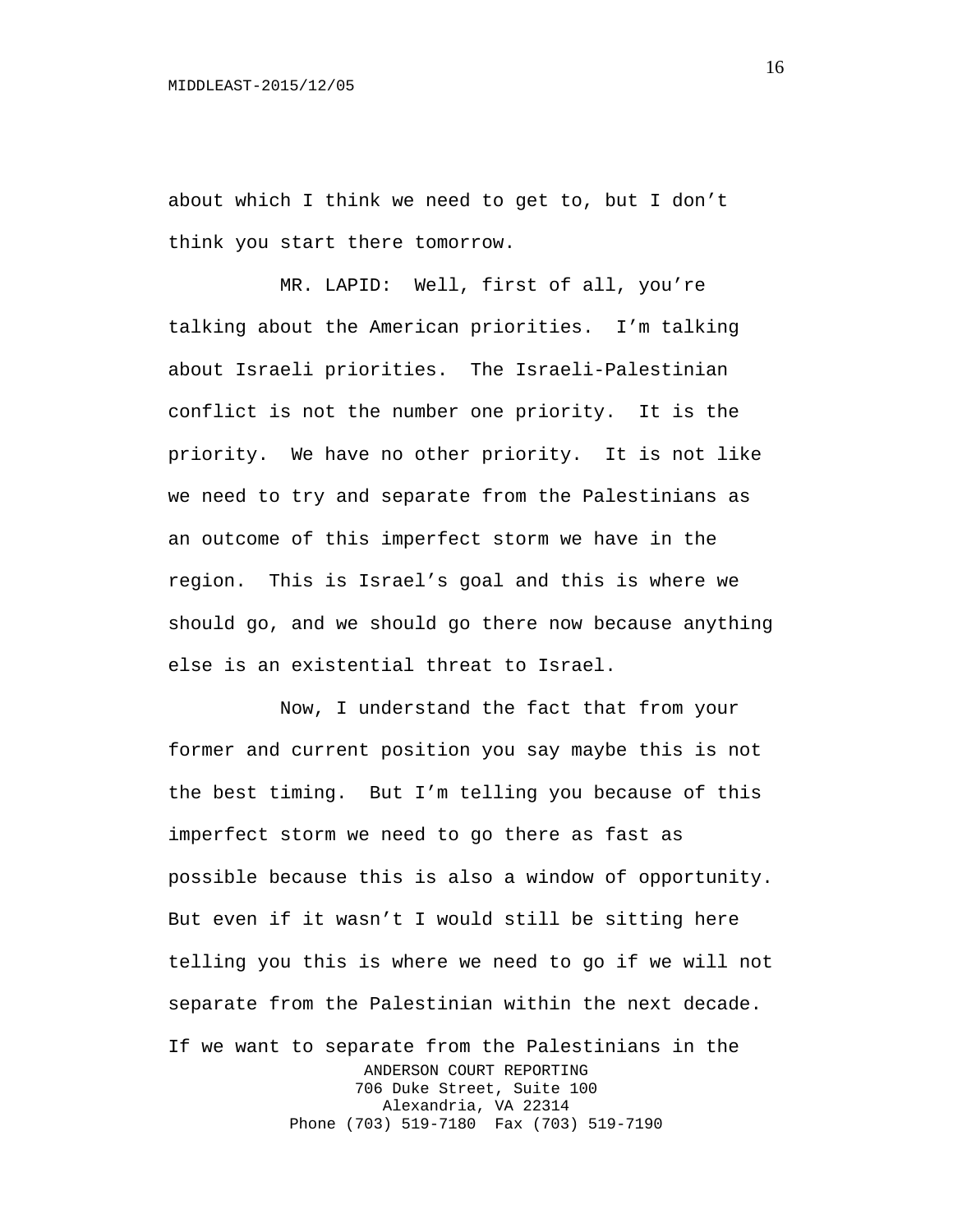about which I think we need to get to, but I don't think you start there tomorrow.

MR. LAPID: Well, first of all, you're talking about the American priorities. I'm talking about Israeli priorities. The Israeli-Palestinian conflict is not the number one priority. It is the priority. We have no other priority. It is not like we need to try and separate from the Palestinians as an outcome of this imperfect storm we have in the region. This is Israel's goal and this is where we should go, and we should go there now because anything else is an existential threat to Israel.

Now, I understand the fact that from your former and current position you say maybe this is not the best timing. But I'm telling you because of this imperfect storm we need to go there as fast as possible because this is also a window of opportunity. But even if it wasn't I would still be sitting here telling you this is where we need to go if we will not separate from the Palestinian within the next decade. If we want to separate from the Palestinians in the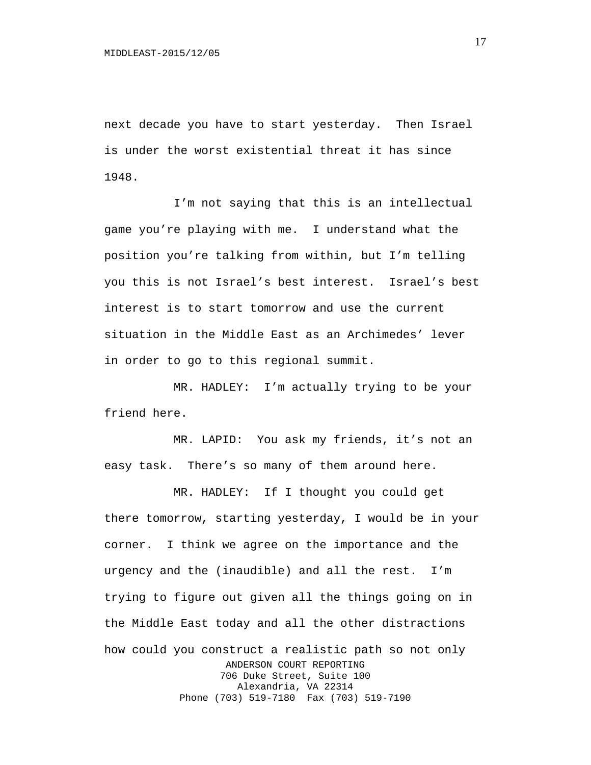next decade you have to start yesterday. Then Israel is under the worst existential threat it has since 1948.

I'm not saying that this is an intellectual game you're playing with me. I understand what the position you're talking from within, but I'm telling you this is not Israel's best interest. Israel's best interest is to start tomorrow and use the current situation in the Middle East as an Archimedes' lever in order to go to this regional summit.

MR. HADLEY: I'm actually trying to be your friend here.

MR. LAPID: You ask my friends, it's not an easy task. There's so many of them around here.

MR. HADLEY: If I thought you could get there tomorrow, starting yesterday, I would be in your corner. I think we agree on the importance and the urgency and the (inaudible) and all the rest. I'm trying to figure out given all the things going on in the Middle East today and all the other distractions how could you construct a realistic path so not only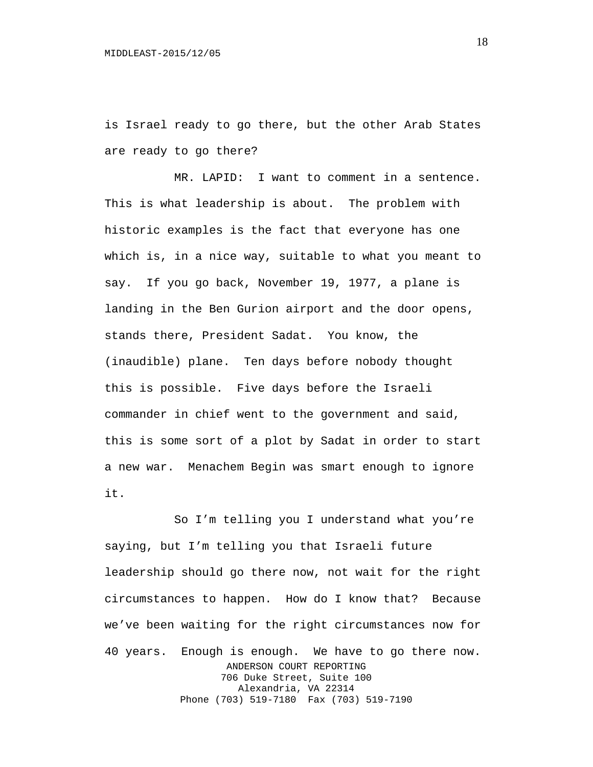is Israel ready to go there, but the other Arab States are ready to go there?

MR. LAPID: I want to comment in a sentence. This is what leadership is about. The problem with historic examples is the fact that everyone has one which is, in a nice way, suitable to what you meant to say. If you go back, November 19, 1977, a plane is landing in the Ben Gurion airport and the door opens, stands there, President Sadat. You know, the (inaudible) plane. Ten days before nobody thought this is possible. Five days before the Israeli commander in chief went to the government and said, this is some sort of a plot by Sadat in order to start a new war. Menachem Begin was smart enough to ignore it.

So I'm telling you I understand what you're saying, but I'm telling you that Israeli future leadership should go there now, not wait for the right circumstances to happen. How do I know that? Because we've been waiting for the right circumstances now for 40 years. Enough is enough. We have to go there now.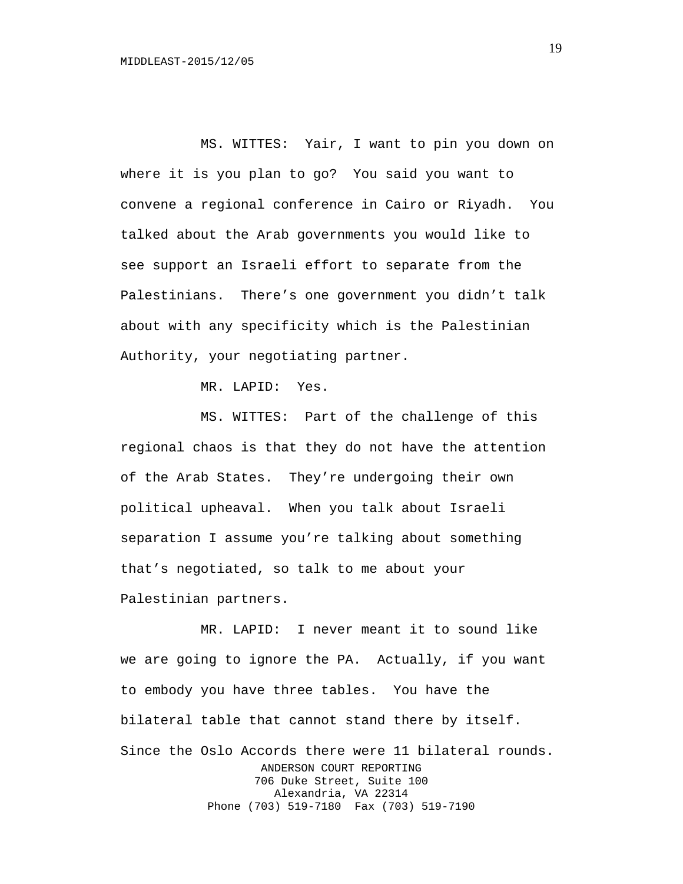MS. WITTES: Yair, I want to pin you down on where it is you plan to go? You said you want to convene a regional conference in Cairo or Riyadh. You talked about the Arab governments you would like to see support an Israeli effort to separate from the Palestinians. There's one government you didn't talk about with any specificity which is the Palestinian Authority, your negotiating partner.

MR. LAPID: Yes.

MS. WITTES: Part of the challenge of this regional chaos is that they do not have the attention of the Arab States. They're undergoing their own political upheaval. When you talk about Israeli separation I assume you're talking about something that's negotiated, so talk to me about your Palestinian partners.

MR. LAPID: I never meant it to sound like we are going to ignore the PA. Actually, if you want to embody you have three tables. You have the bilateral table that cannot stand there by itself. Since the Oslo Accords there were 11 bilateral rounds.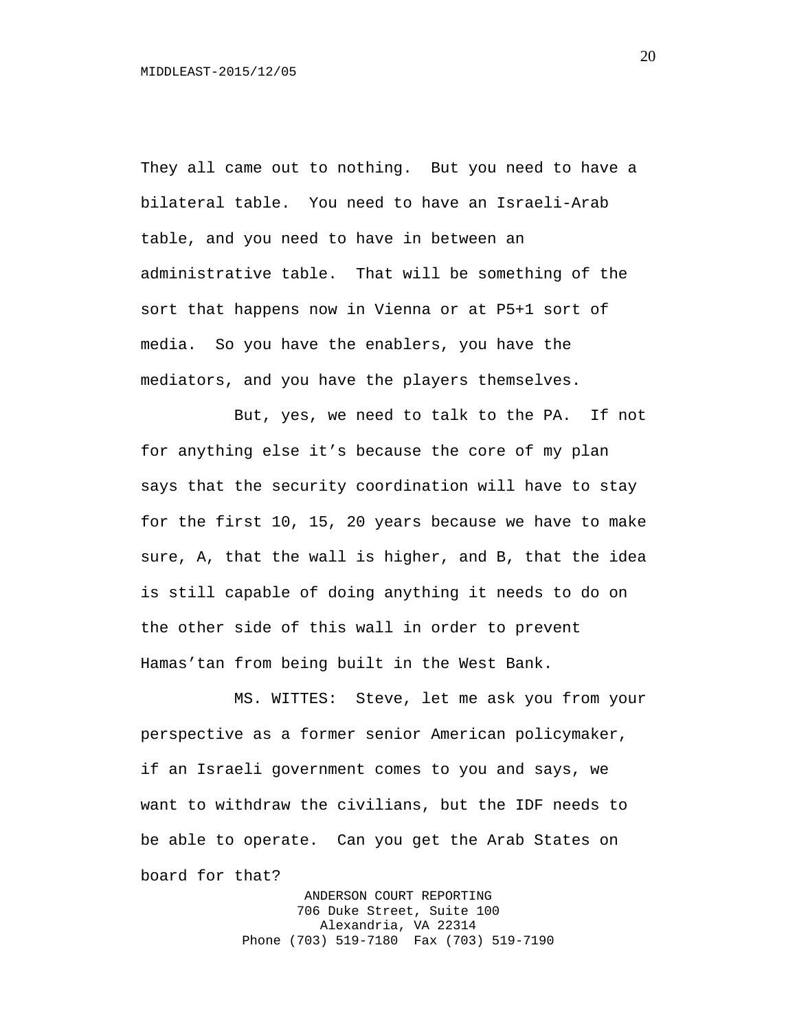They all came out to nothing. But you need to have a bilateral table. You need to have an Israeli-Arab table, and you need to have in between an administrative table. That will be something of the sort that happens now in Vienna or at P5+1 sort of media. So you have the enablers, you have the mediators, and you have the players themselves.

But, yes, we need to talk to the PA. If not for anything else it's because the core of my plan says that the security coordination will have to stay for the first 10, 15, 20 years because we have to make sure, A, that the wall is higher, and B, that the idea is still capable of doing anything it needs to do on the other side of this wall in order to prevent Hamas'tan from being built in the West Bank.

MS. WITTES: Steve, let me ask you from your perspective as a former senior American policymaker, if an Israeli government comes to you and says, we want to withdraw the civilians, but the IDF needs to be able to operate. Can you get the Arab States on board for that?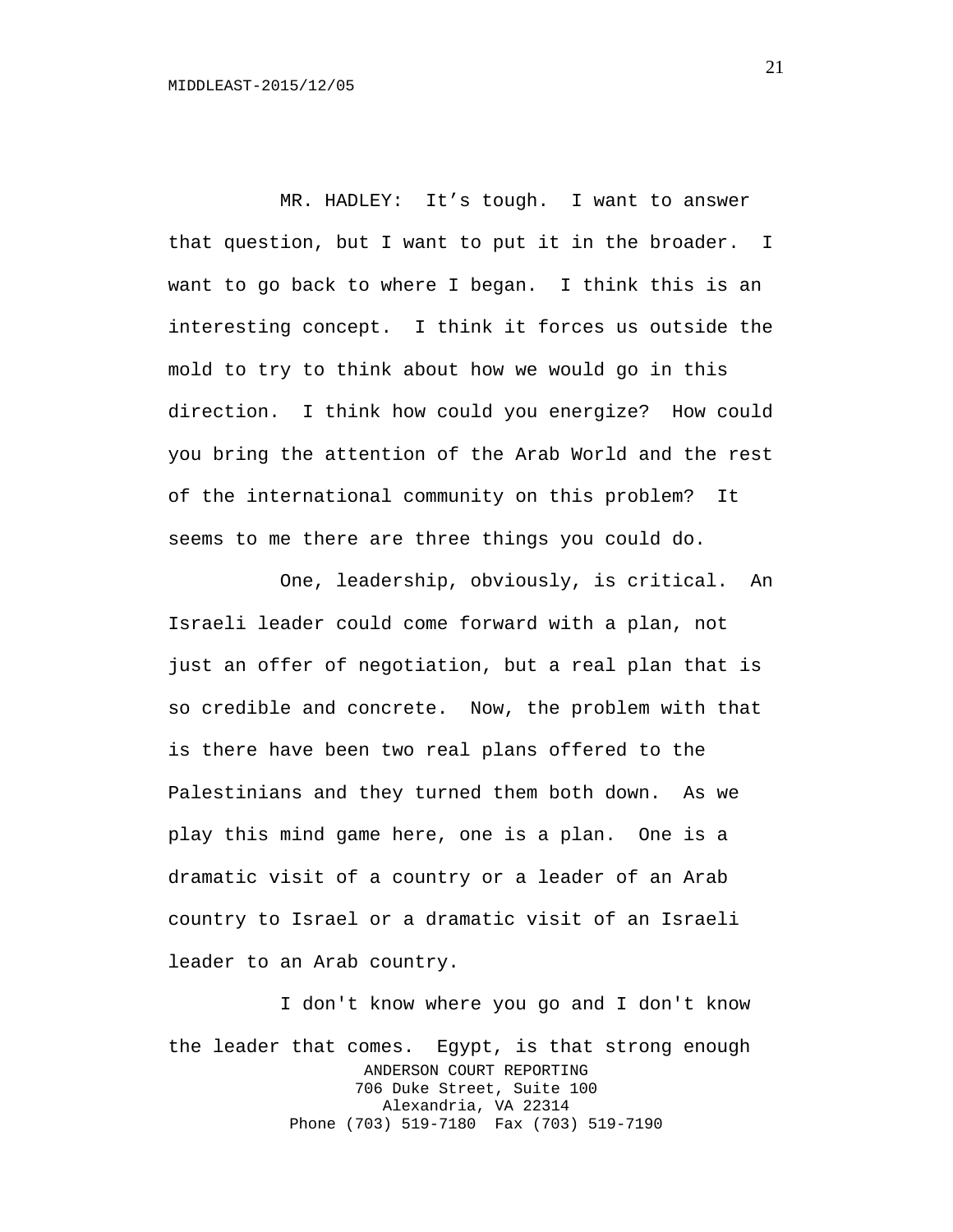MR. HADLEY: It's tough. I want to answer that question, but I want to put it in the broader. I want to go back to where I began. I think this is an interesting concept. I think it forces us outside the mold to try to think about how we would go in this direction. I think how could you energize? How could you bring the attention of the Arab World and the rest of the international community on this problem? It seems to me there are three things you could do.

One, leadership, obviously, is critical. An Israeli leader could come forward with a plan, not just an offer of negotiation, but a real plan that is so credible and concrete. Now, the problem with that is there have been two real plans offered to the Palestinians and they turned them both down. As we play this mind game here, one is a plan. One is a dramatic visit of a country or a leader of an Arab country to Israel or a dramatic visit of an Israeli leader to an Arab country.

I don't know where you go and I don't know the leader that comes. Egypt, is that strong enough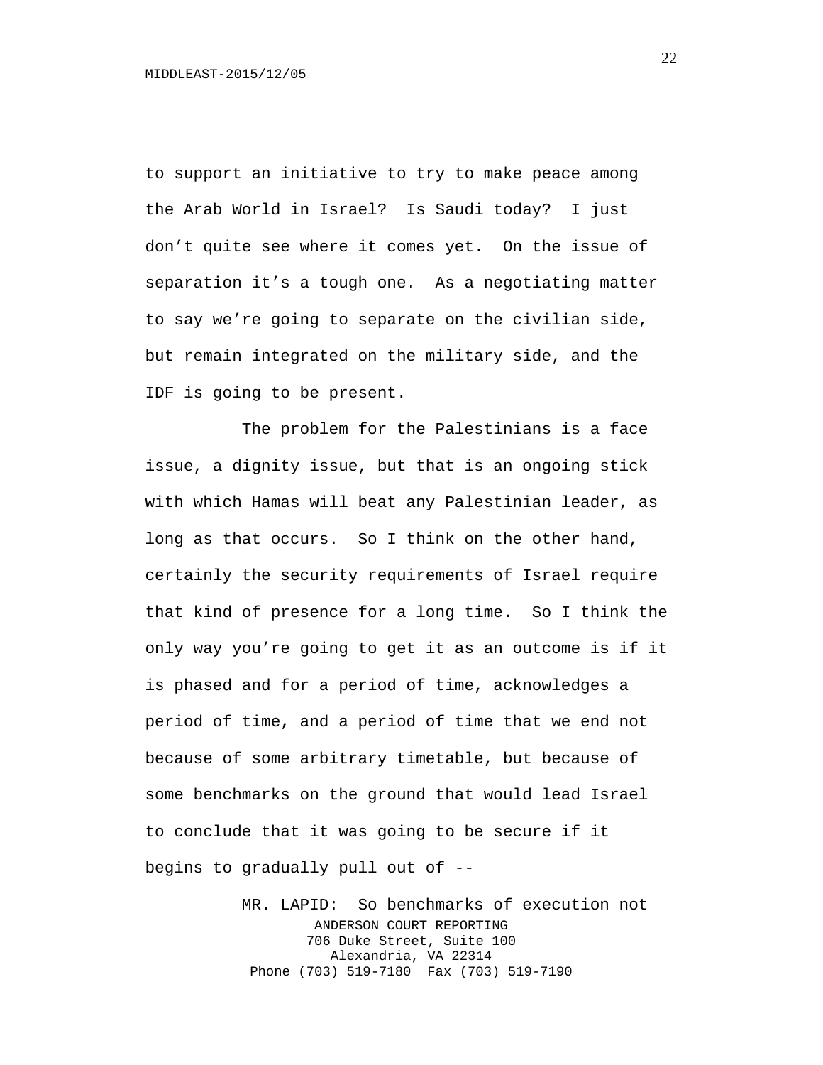to support an initiative to try to make peace among the Arab World in Israel? Is Saudi today? I just don't quite see where it comes yet. On the issue of separation it's a tough one. As a negotiating matter to say we're going to separate on the civilian side, but remain integrated on the military side, and the IDF is going to be present.

The problem for the Palestinians is a face issue, a dignity issue, but that is an ongoing stick with which Hamas will beat any Palestinian leader, as long as that occurs. So I think on the other hand, certainly the security requirements of Israel require that kind of presence for a long time. So I think the only way you're going to get it as an outcome is if it is phased and for a period of time, acknowledges a period of time, and a period of time that we end not because of some arbitrary timetable, but because of some benchmarks on the ground that would lead Israel to conclude that it was going to be secure if it begins to gradually pull out of --

MR. LAPID: So benchmarks of execution not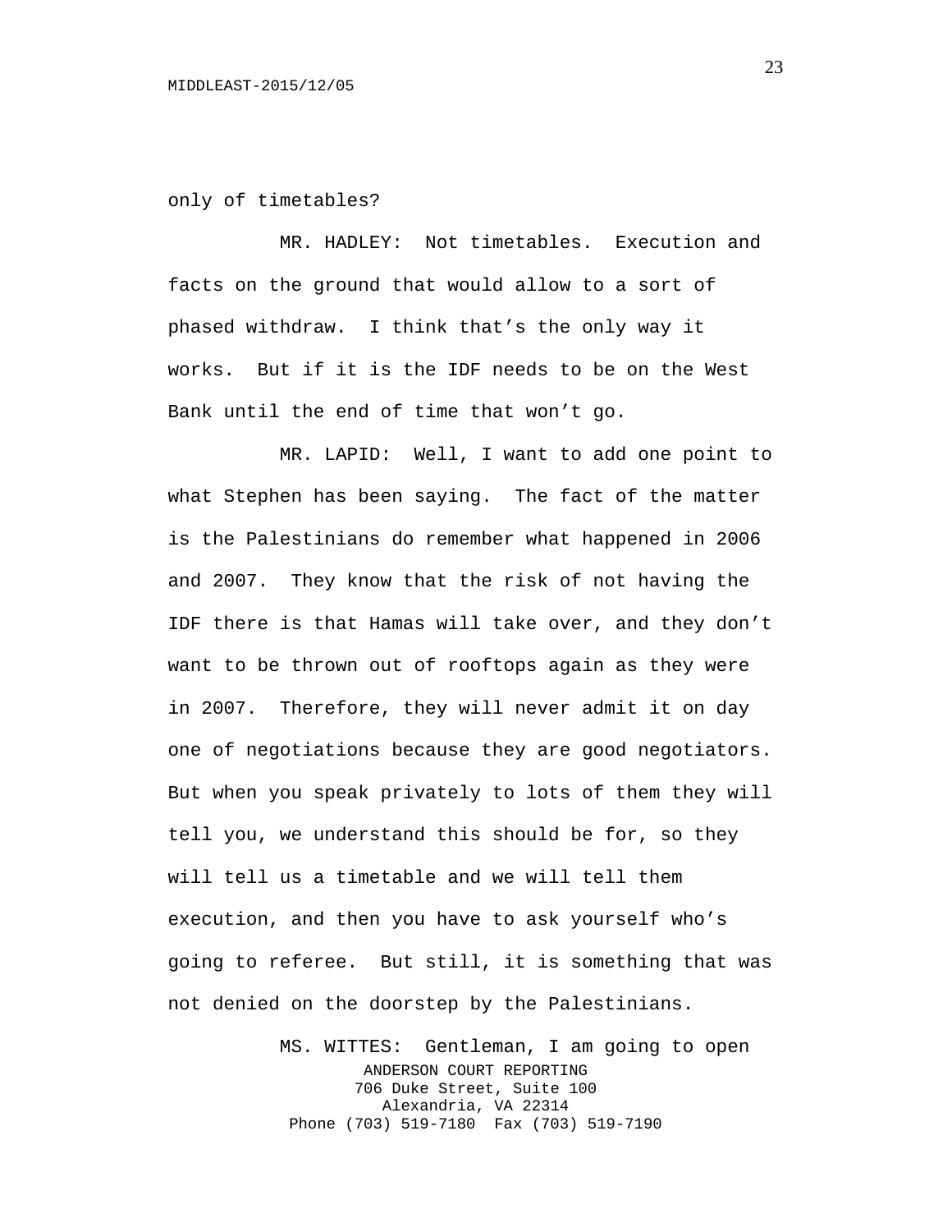only of timetables?

MR. HADLEY: Not timetables. Execution and facts on the ground that would allow to a sort of phased withdraw. I think that's the only way it works. But if it is the IDF needs to be on the West Bank until the end of time that won't go.

MR. LAPID: Well, I want to add one point to what Stephen has been saying. The fact of the matter is the Palestinians do remember what happened in 2006 and 2007. They know that the risk of not having the IDF there is that Hamas will take over, and they don't want to be thrown out of rooftops again as they were in 2007. Therefore, they will never admit it on day one of negotiations because they are good negotiators. But when you speak privately to lots of them they will tell you, we understand this should be for, so they will tell us a timetable and we will tell them execution, and then you have to ask yourself who's going to referee. But still, it is something that was not denied on the doorstep by the Palestinians.

MS. WITTES: Gentleman, I am going to open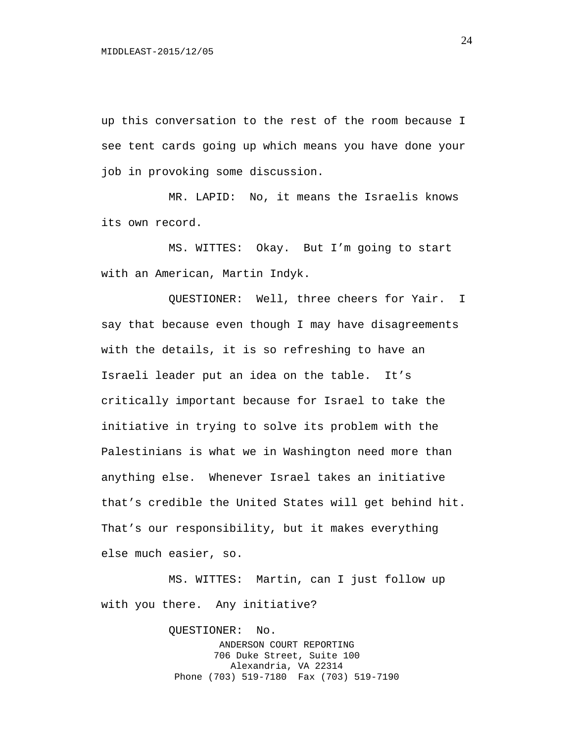up this conversation to the rest of the room because I see tent cards going up which means you have done your job in provoking some discussion.

MR. LAPID: No, it means the Israelis knows its own record.

MS. WITTES: Okay. But I'm going to start with an American, Martin Indyk.

QUESTIONER: Well, three cheers for Yair. I say that because even though I may have disagreements with the details, it is so refreshing to have an Israeli leader put an idea on the table. It's critically important because for Israel to take the initiative in trying to solve its problem with the Palestinians is what we in Washington need more than anything else. Whenever Israel takes an initiative that's credible the United States will get behind hit. That's our responsibility, but it makes everything else much easier, so.

MS. WITTES: Martin, can I just follow up with you there. Any initiative?

QUESTIONER: No.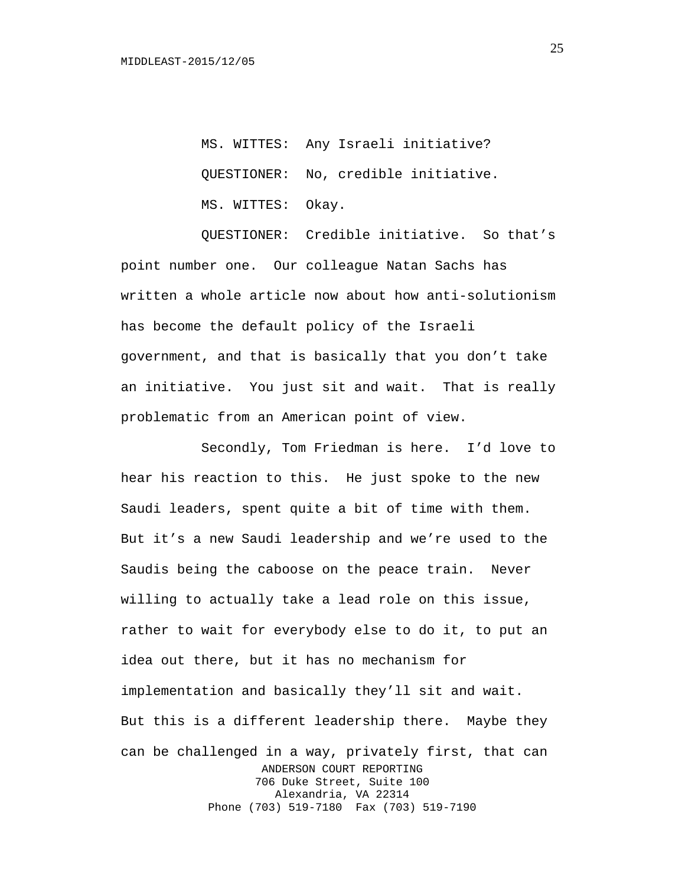MS. WITTES: Any Israeli initiative?

QUESTIONER: No, credible initiative.

MS. WITTES: Okay.

QUESTIONER: Credible initiative. So that's point number one. Our colleague Natan Sachs has written a whole article now about how anti-solutionism has become the default policy of the Israeli government, and that is basically that you don't take an initiative. You just sit and wait. That is really problematic from an American point of view.

Secondly, Tom Friedman is here. I'd love to hear his reaction to this. He just spoke to the new Saudi leaders, spent quite a bit of time with them. But it's a new Saudi leadership and we're used to the Saudis being the caboose on the peace train. Never willing to actually take a lead role on this issue, rather to wait for everybody else to do it, to put an idea out there, but it has no mechanism for implementation and basically they'll sit and wait. But this is a different leadership there. Maybe they can be challenged in a way, privately first, that can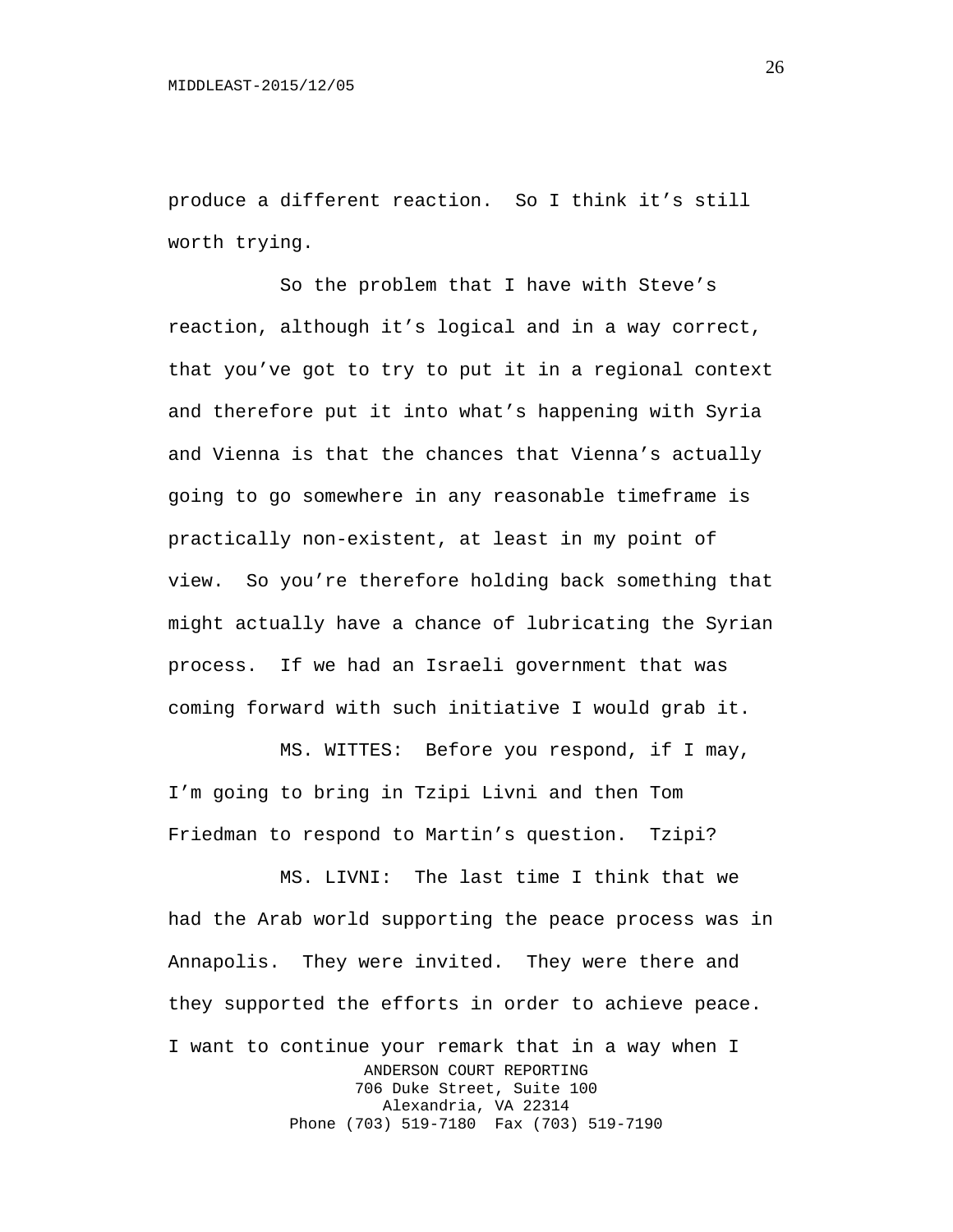produce a different reaction. So I think it's still worth trying.

So the problem that I have with Steve's reaction, although it's logical and in a way correct, that you've got to try to put it in a regional context and therefore put it into what's happening with Syria and Vienna is that the chances that Vienna's actually going to go somewhere in any reasonable timeframe is practically non-existent, at least in my point of view. So you're therefore holding back something that might actually have a chance of lubricating the Syrian process. If we had an Israeli government that was coming forward with such initiative I would grab it.

MS. WITTES: Before you respond, if I may, I'm going to bring in Tzipi Livni and then Tom Friedman to respond to Martin's question. Tzipi?

MS. LIVNI: The last time I think that we had the Arab world supporting the peace process was in Annapolis. They were invited. They were there and they supported the efforts in order to achieve peace. I want to continue your remark that in a way when I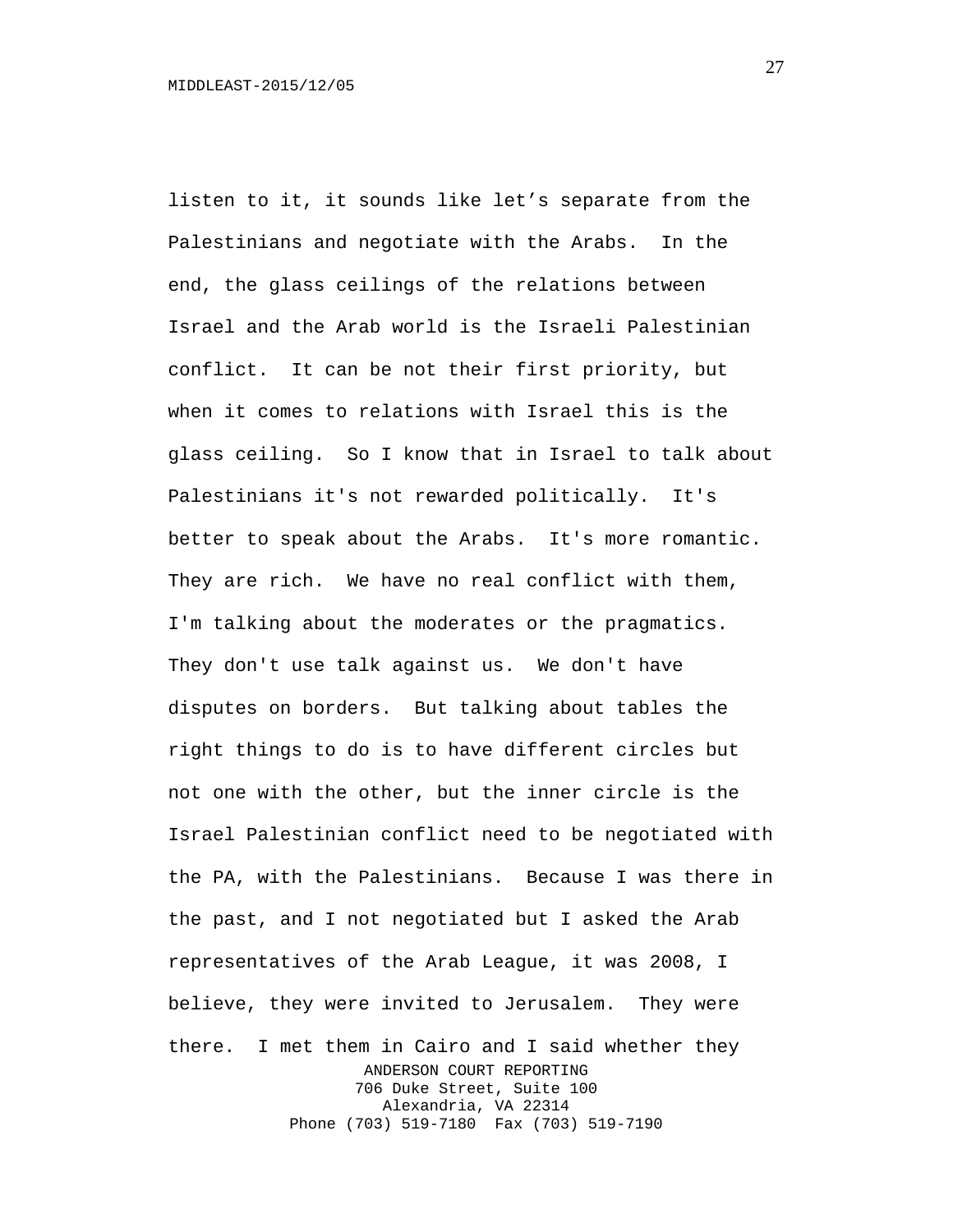listen to it, it sounds like let's separate from the Palestinians and negotiate with the Arabs. In the end, the glass ceilings of the relations between Israel and the Arab world is the Israeli Palestinian conflict. It can be not their first priority, but when it comes to relations with Israel this is the glass ceiling. So I know that in Israel to talk about Palestinians it's not rewarded politically. It's better to speak about the Arabs. It's more romantic. They are rich. We have no real conflict with them, I'm talking about the moderates or the pragmatics. They don't use talk against us. We don't have disputes on borders. But talking about tables the right things to do is to have different circles but not one with the other, but the inner circle is the Israel Palestinian conflict need to be negotiated with the PA, with the Palestinians. Because I was there in the past, and I not negotiated but I asked the Arab representatives of the Arab League, it was 2008, I believe, they were invited to Jerusalem. They were there. I met them in Cairo and I said whether they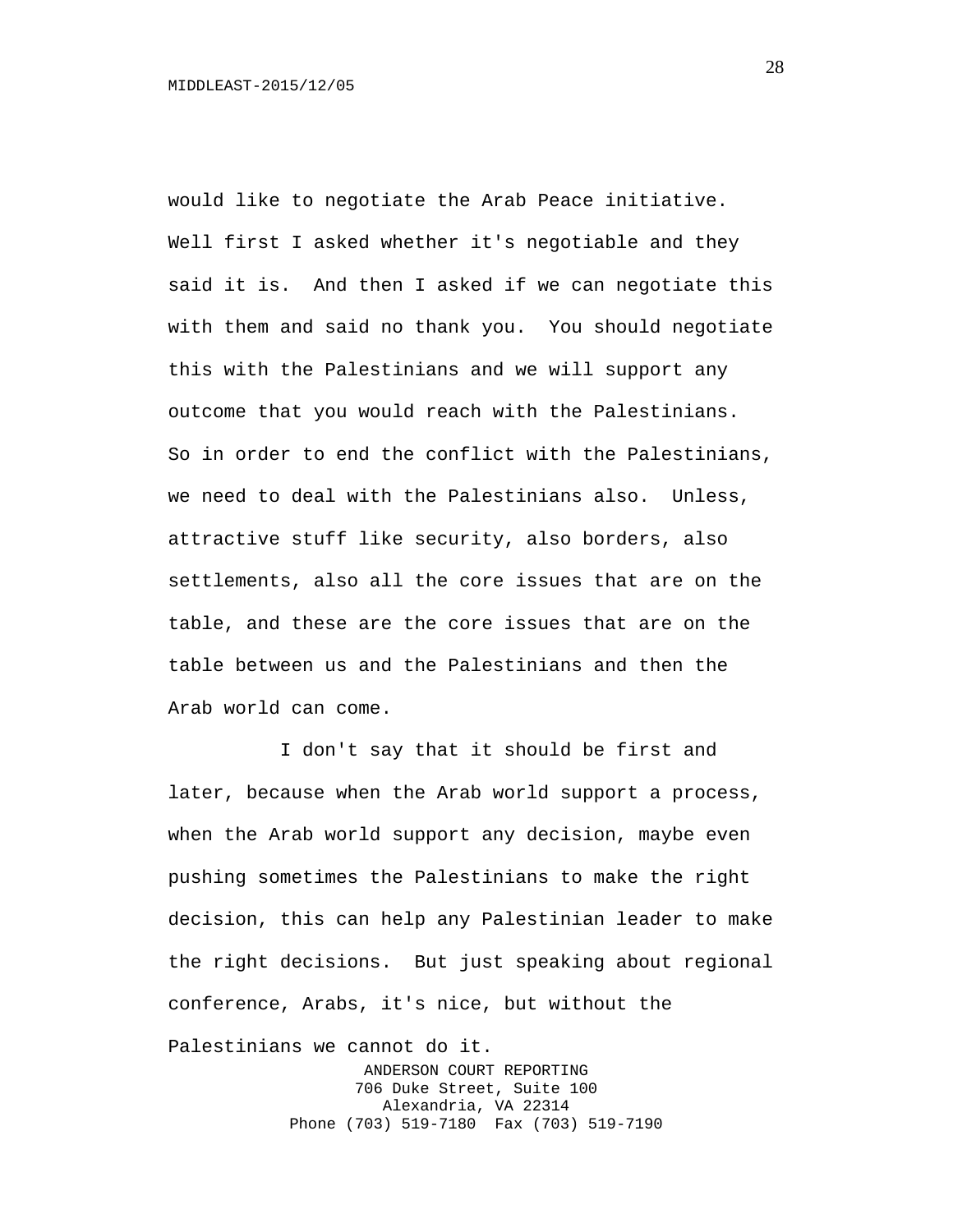would like to negotiate the Arab Peace initiative. Well first I asked whether it's negotiable and they said it is. And then I asked if we can negotiate this with them and said no thank you. You should negotiate this with the Palestinians and we will support any outcome that you would reach with the Palestinians. So in order to end the conflict with the Palestinians, we need to deal with the Palestinians also. Unless, attractive stuff like security, also borders, also settlements, also all the core issues that are on the table, and these are the core issues that are on the table between us and the Palestinians and then the Arab world can come.

I don't say that it should be first and later, because when the Arab world support a process, when the Arab world support any decision, maybe even pushing sometimes the Palestinians to make the right decision, this can help any Palestinian leader to make the right decisions. But just speaking about regional conference, Arabs, it's nice, but without the Palestinians we cannot do it.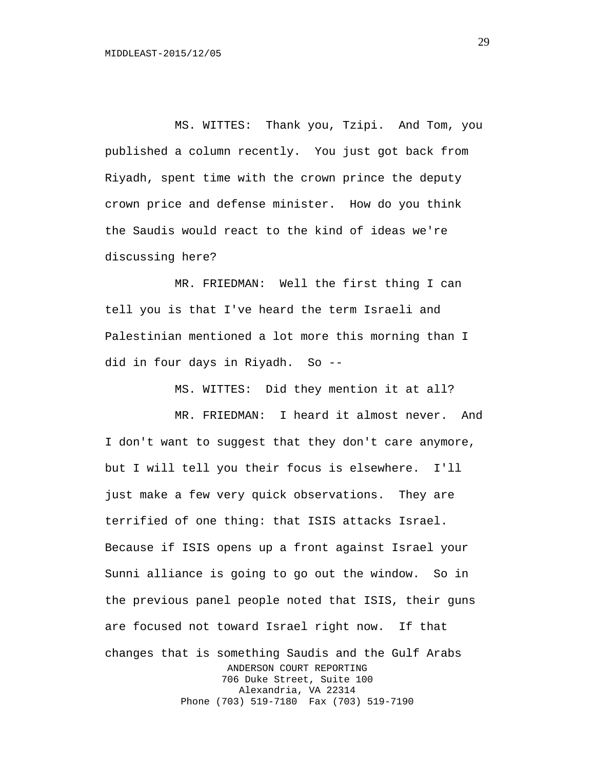MS. WITTES: Thank you, Tzipi. And Tom, you published a column recently. You just got back from Riyadh, spent time with the crown prince the deputy crown price and defense minister. How do you think the Saudis would react to the kind of ideas we're discussing here?

MR. FRIEDMAN: Well the first thing I can tell you is that I've heard the term Israeli and Palestinian mentioned a lot more this morning than I did in four days in Riyadh. So --

MS. WITTES: Did they mention it at all?

MR. FRIEDMAN: I heard it almost never. And I don't want to suggest that they don't care anymore, but I will tell you their focus is elsewhere. I'll just make a few very quick observations. They are terrified of one thing: that ISIS attacks Israel. Because if ISIS opens up a front against Israel your Sunni alliance is going to go out the window. So in the previous panel people noted that ISIS, their guns are focused not toward Israel right now. If that changes that is something Saudis and the Gulf Arabs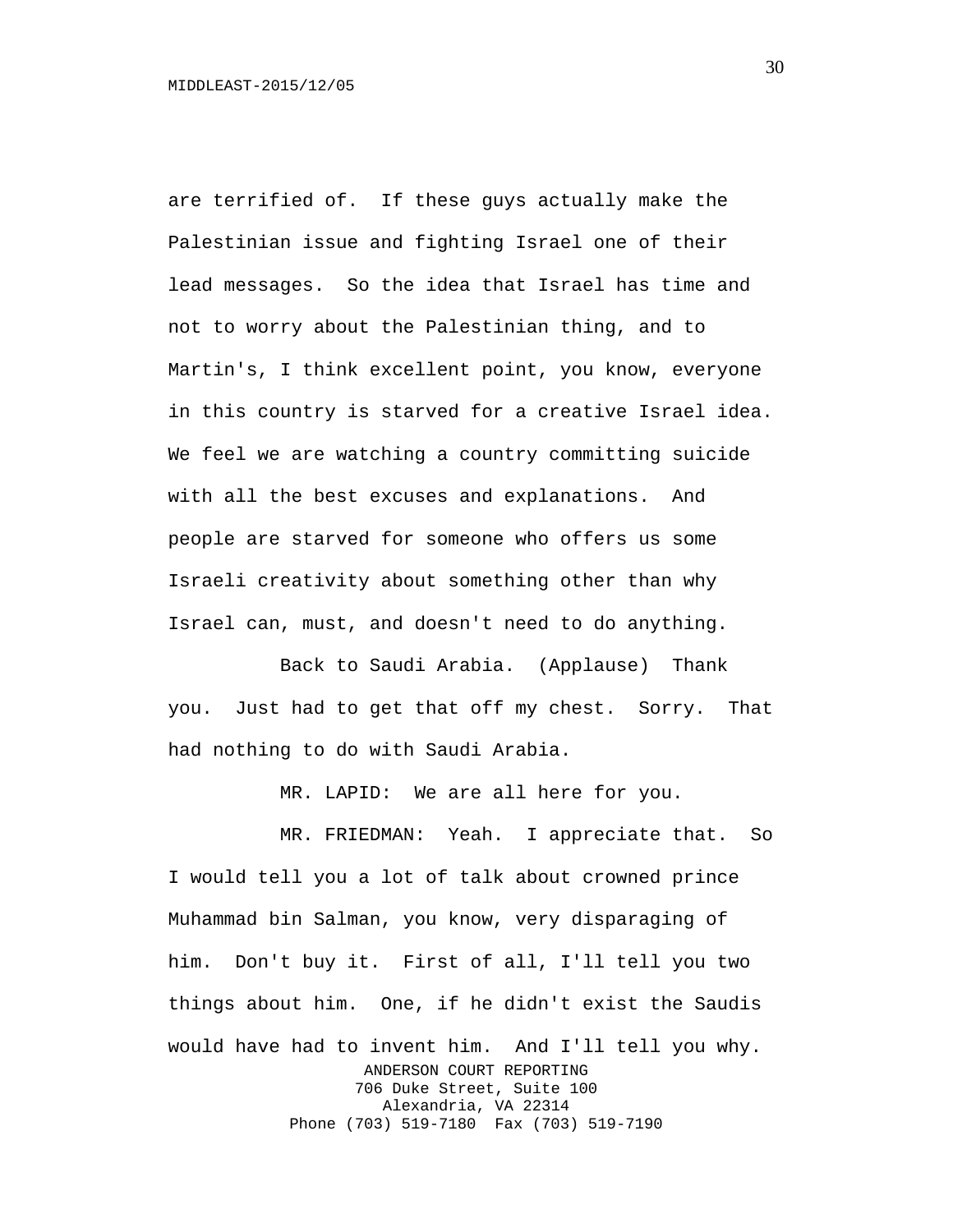are terrified of. If these guys actually make the Palestinian issue and fighting Israel one of their lead messages. So the idea that Israel has time and not to worry about the Palestinian thing, and to Martin's, I think excellent point, you know, everyone in this country is starved for a creative Israel idea. We feel we are watching a country committing suicide with all the best excuses and explanations. And people are starved for someone who offers us some Israeli creativity about something other than why Israel can, must, and doesn't need to do anything.

Back to Saudi Arabia. (Applause) Thank you. Just had to get that off my chest. Sorry. That had nothing to do with Saudi Arabia.

MR. LAPID: We are all here for you.

MR. FRIEDMAN: Yeah. I appreciate that. So I would tell you a lot of talk about crowned prince Muhammad bin Salman, you know, very disparaging of him. Don't buy it. First of all, I'll tell you two things about him. One, if he didn't exist the Saudis would have had to invent him. And I'll tell you why.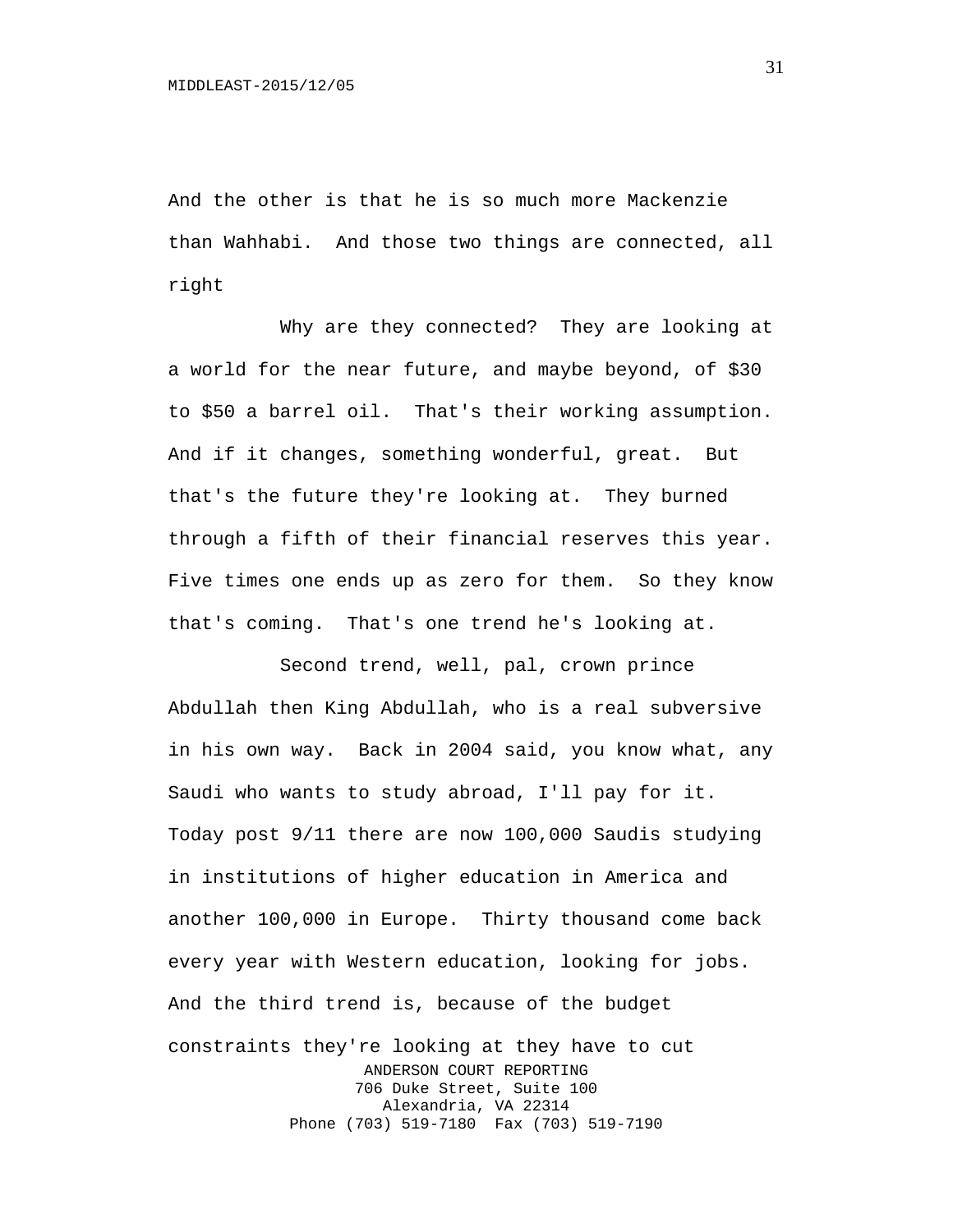And the other is that he is so much more Mackenzie than Wahhabi. And those two things are connected, all right

Why are they connected? They are looking at a world for the near future, and maybe beyond, of $30 to $50 a barrel oil. That's their working assumption. And if it changes, something wonderful, great. But that's the future they're looking at. They burned through a fifth of their financial reserves this year. Five times one ends up as zero for them. So they know that's coming. That's one trend he's looking at.

Second trend, well, pal, crown prince Abdullah then King Abdullah, who is a real subversive in his own way. Back in 2004 said, you know what, any Saudi who wants to study abroad, I'll pay for it. Today post 9/11 there are now 100,000 Saudis studying in institutions of higher education in America and another 100,000 in Europe. Thirty thousand come back every year with Western education, looking for jobs. And the third trend is, because of the budget constraints they're looking at they have to cut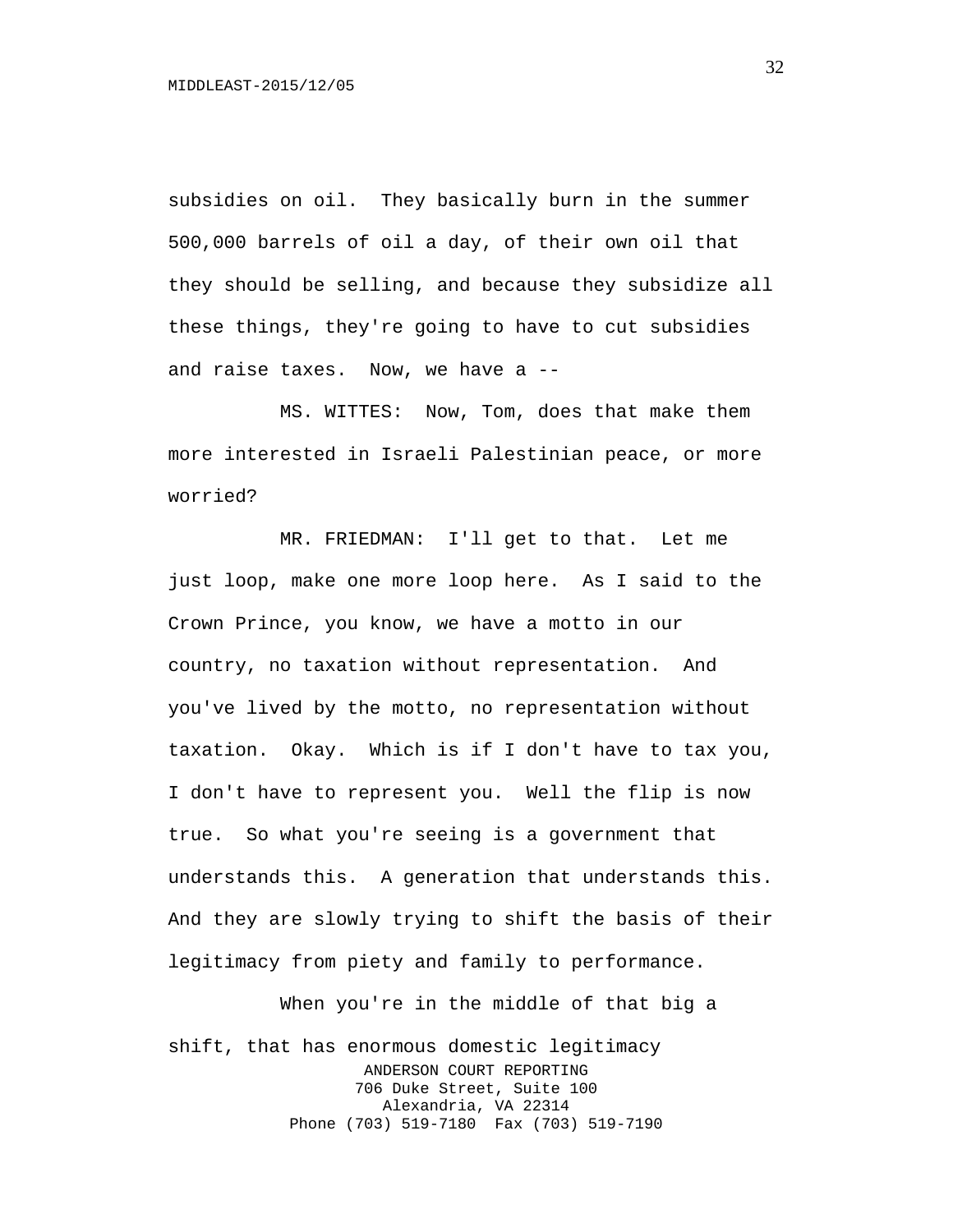subsidies on oil. They basically burn in the summer 500,000 barrels of oil a day, of their own oil that they should be selling, and because they subsidize all these things, they're going to have to cut subsidies and raise taxes. Now, we have a --

MS. WITTES: Now, Tom, does that make them more interested in Israeli Palestinian peace, or more worried?

MR. FRIEDMAN: I'll get to that. Let me just loop, make one more loop here. As I said to the Crown Prince, you know, we have a motto in our country, no taxation without representation. And you've lived by the motto, no representation without taxation. Okay. Which is if I don't have to tax you, I don't have to represent you. Well the flip is now true. So what you're seeing is a government that understands this. A generation that understands this. And they are slowly trying to shift the basis of their legitimacy from piety and family to performance.

When you're in the middle of that big a shift, that has enormous domestic legitimacy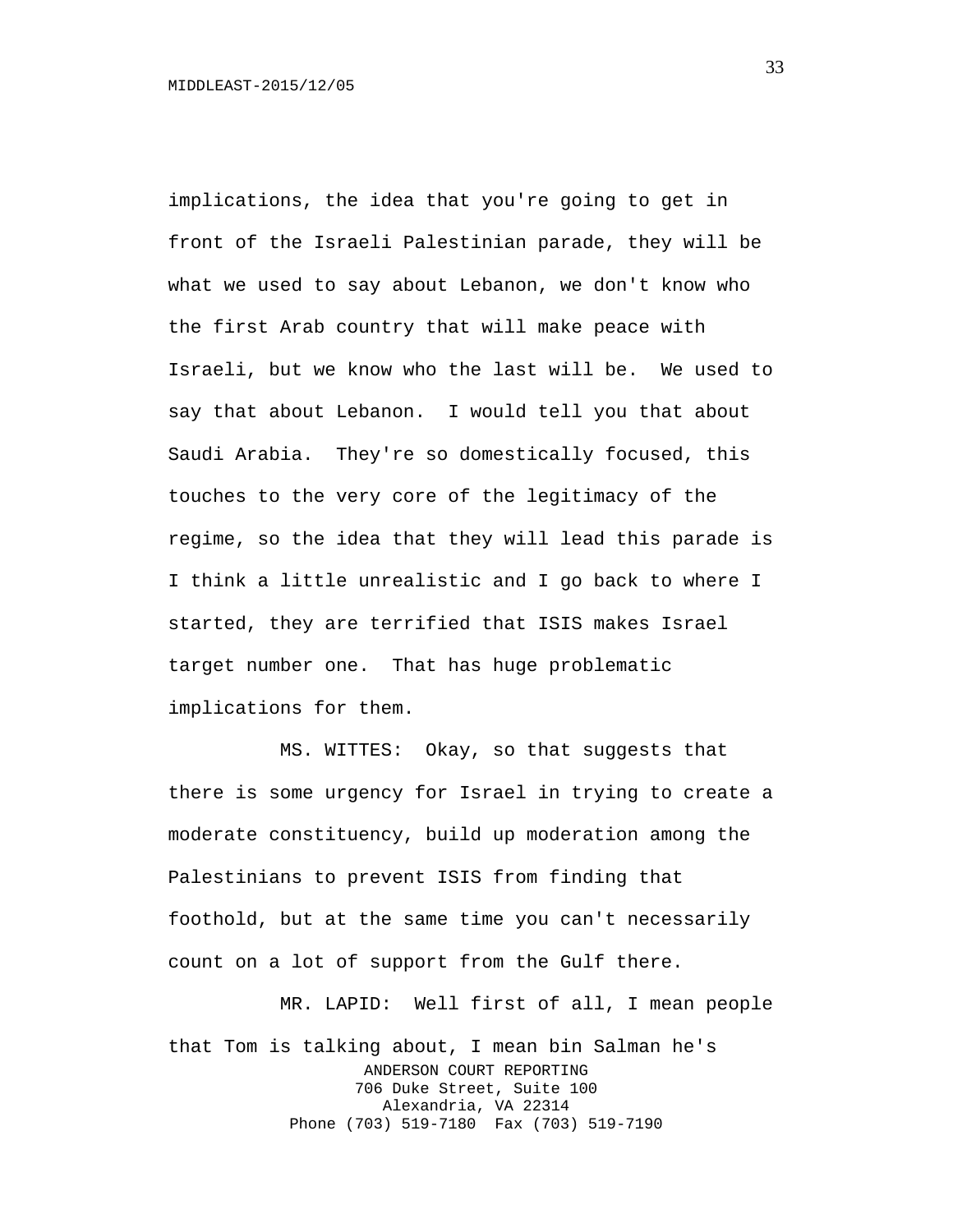implications, the idea that you're going to get in front of the Israeli Palestinian parade, they will be what we used to say about Lebanon, we don't know who the first Arab country that will make peace with Israeli, but we know who the last will be. We used to say that about Lebanon. I would tell you that about Saudi Arabia. They're so domestically focused, this touches to the very core of the legitimacy of the regime, so the idea that they will lead this parade is I think a little unrealistic and I go back to where I started, they are terrified that ISIS makes Israel target number one. That has huge problematic implications for them.

MS. WITTES: Okay, so that suggests that there is some urgency for Israel in trying to create a moderate constituency, build up moderation among the Palestinians to prevent ISIS from finding that foothold, but at the same time you can't necessarily count on a lot of support from the Gulf there.

MR. LAPID: Well first of all, I mean people that Tom is talking about, I mean bin Salman he's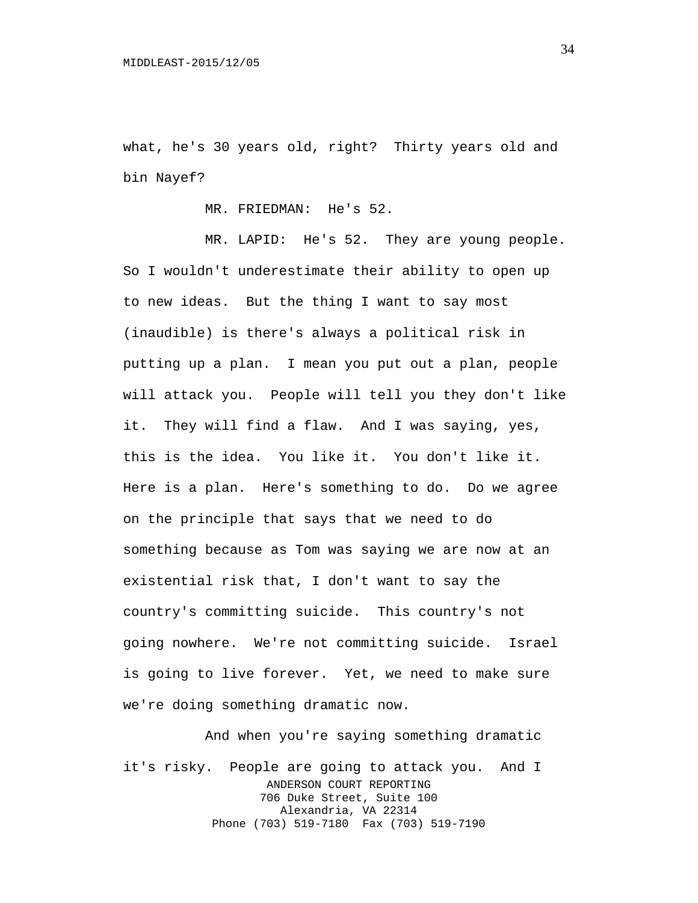what, he's 30 years old, right? Thirty years old and bin Nayef?

MR. FRIEDMAN: He's 52.

MR. LAPID: He's 52. They are young people. So I wouldn't underestimate their ability to open up to new ideas. But the thing I want to say most (inaudible) is there's always a political risk in putting up a plan. I mean you put out a plan, people will attack you. People will tell you they don't like it. They will find a flaw. And I was saying, yes, this is the idea. You like it. You don't like it. Here is a plan. Here's something to do. Do we agree on the principle that says that we need to do something because as Tom was saying we are now at an existential risk that, I don't want to say the country's committing suicide. This country's not going nowhere. We're not committing suicide. Israel is going to live forever. Yet, we need to make sure we're doing something dramatic now.

And when you're saying something dramatic it's risky. People are going to attack you. And I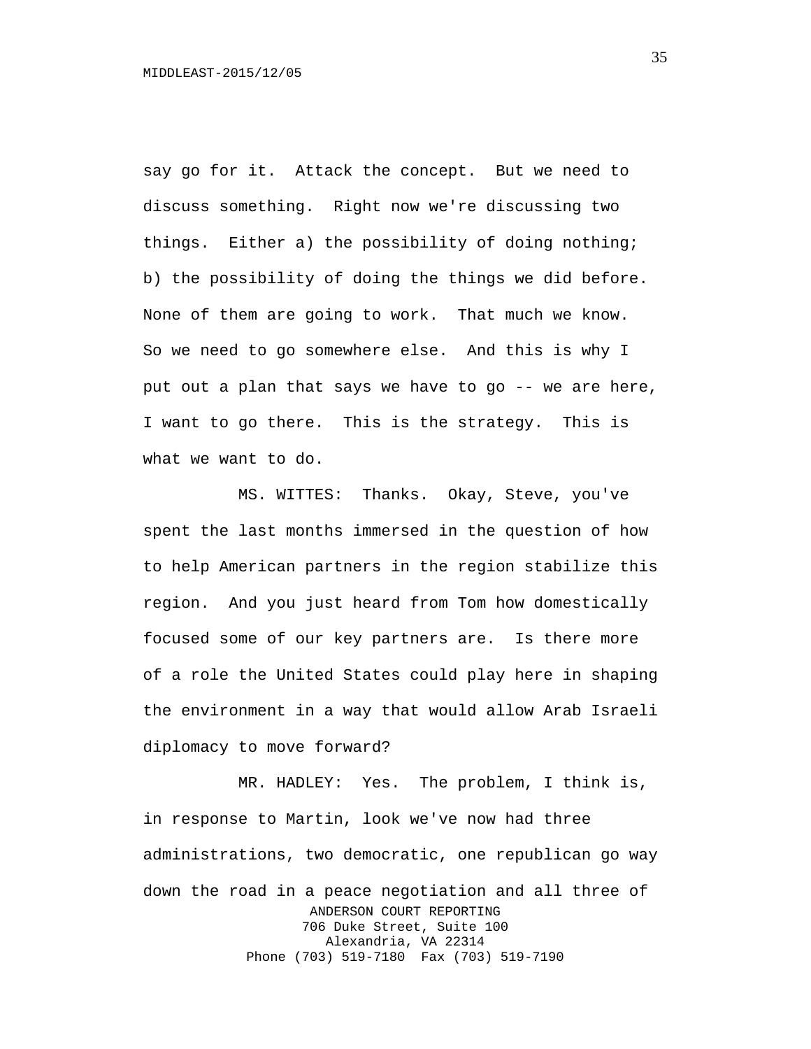say go for it. Attack the concept. But we need to discuss something. Right now we're discussing two things. Either a) the possibility of doing nothing; b) the possibility of doing the things we did before. None of them are going to work. That much we know. So we need to go somewhere else. And this is why I put out a plan that says we have to go -- we are here, I want to go there. This is the strategy. This is what we want to do.

MS. WITTES: Thanks. Okay, Steve, you've spent the last months immersed in the question of how to help American partners in the region stabilize this region. And you just heard from Tom how domestically focused some of our key partners are. Is there more of a role the United States could play here in shaping the environment in a way that would allow Arab Israeli diplomacy to move forward?

MR. HADLEY: Yes. The problem, I think is, in response to Martin, look we've now had three administrations, two democratic, one republican go way down the road in a peace negotiation and all three of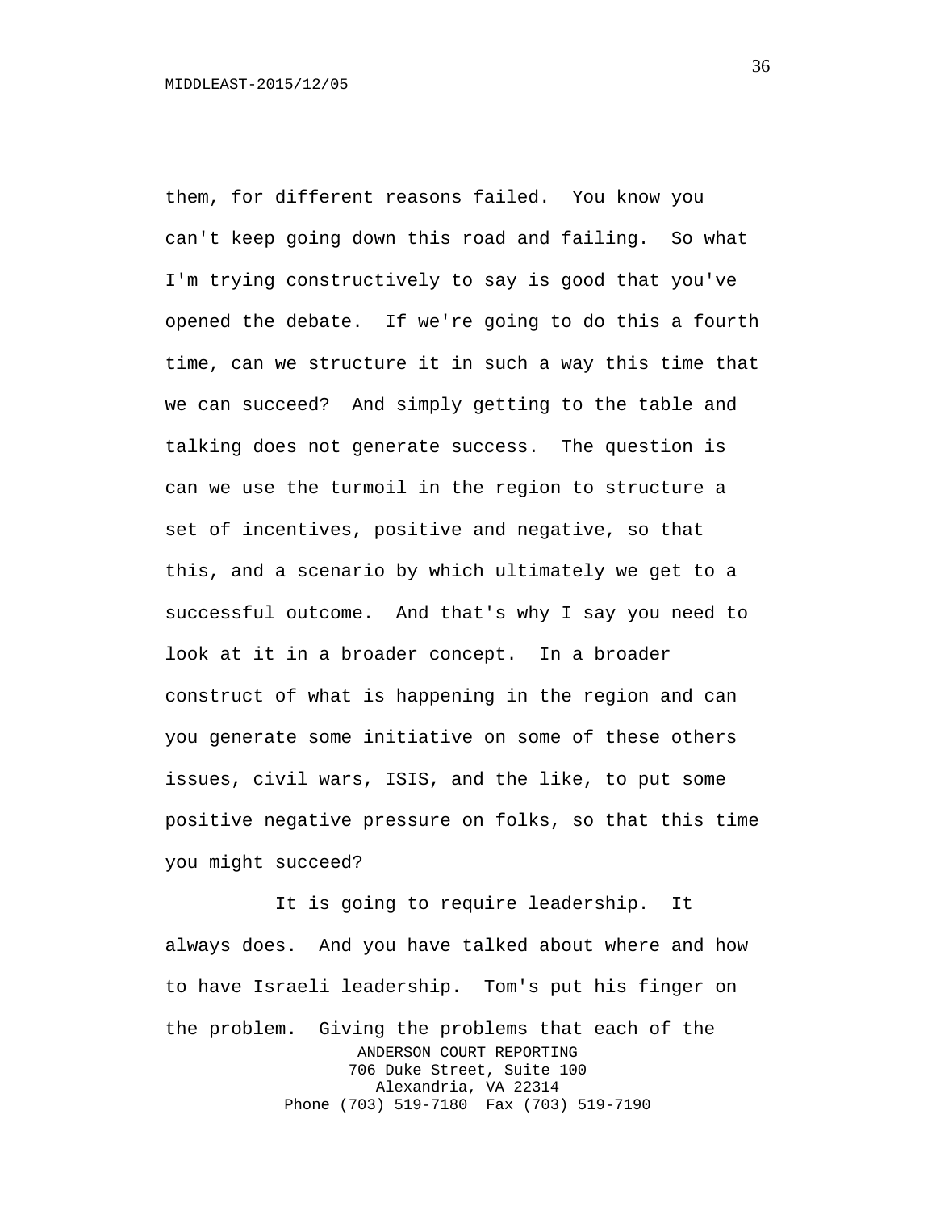them, for different reasons failed. You know you can't keep going down this road and failing. So what I'm trying constructively to say is good that you've opened the debate. If we're going to do this a fourth time, can we structure it in such a way this time that we can succeed? And simply getting to the table and talking does not generate success. The question is can we use the turmoil in the region to structure a set of incentives, positive and negative, so that this, and a scenario by which ultimately we get to a successful outcome. And that's why I say you need to look at it in a broader concept. In a broader construct of what is happening in the region and can you generate some initiative on some of these others issues, civil wars, ISIS, and the like, to put some positive negative pressure on folks, so that this time you might succeed?

It is going to require leadership. It always does. And you have talked about where and how to have Israeli leadership. Tom's put his finger on the problem. Giving the problems that each of the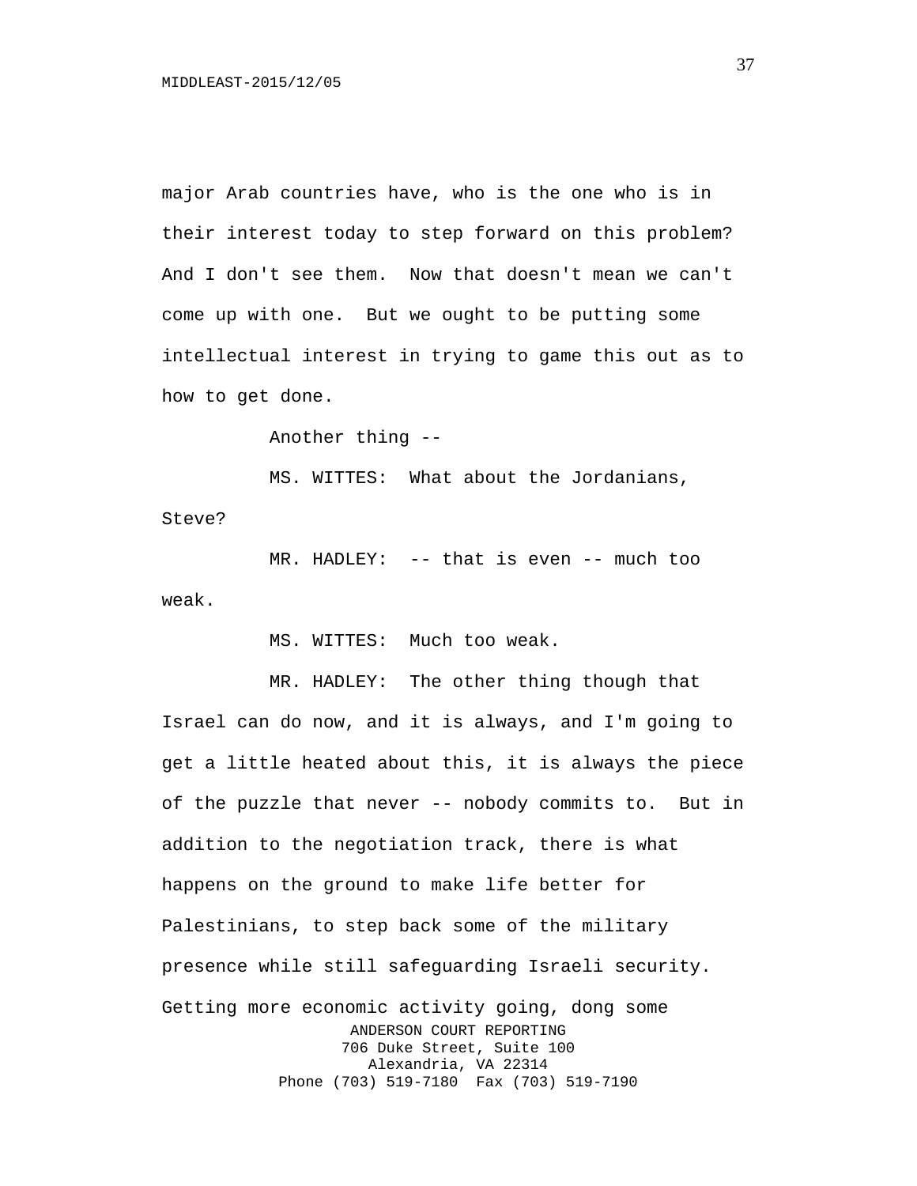major Arab countries have, who is the one who is in their interest today to step forward on this problem? And I don't see them. Now that doesn't mean we can't come up with one. But we ought to be putting some intellectual interest in trying to game this out as to how to get done.

Another thing --

MS. WITTES: What about the Jordanians, Steve?

MR. HADLEY: -- that is even -- much too weak.

MS. WITTES: Much too weak.

MR. HADLEY: The other thing though that Israel can do now, and it is always, and I'm going to get a little heated about this, it is always the piece of the puzzle that never -- nobody commits to. But in addition to the negotiation track, there is what happens on the ground to make life better for Palestinians, to step back some of the military presence while still safeguarding Israeli security. Getting more economic activity going, dong some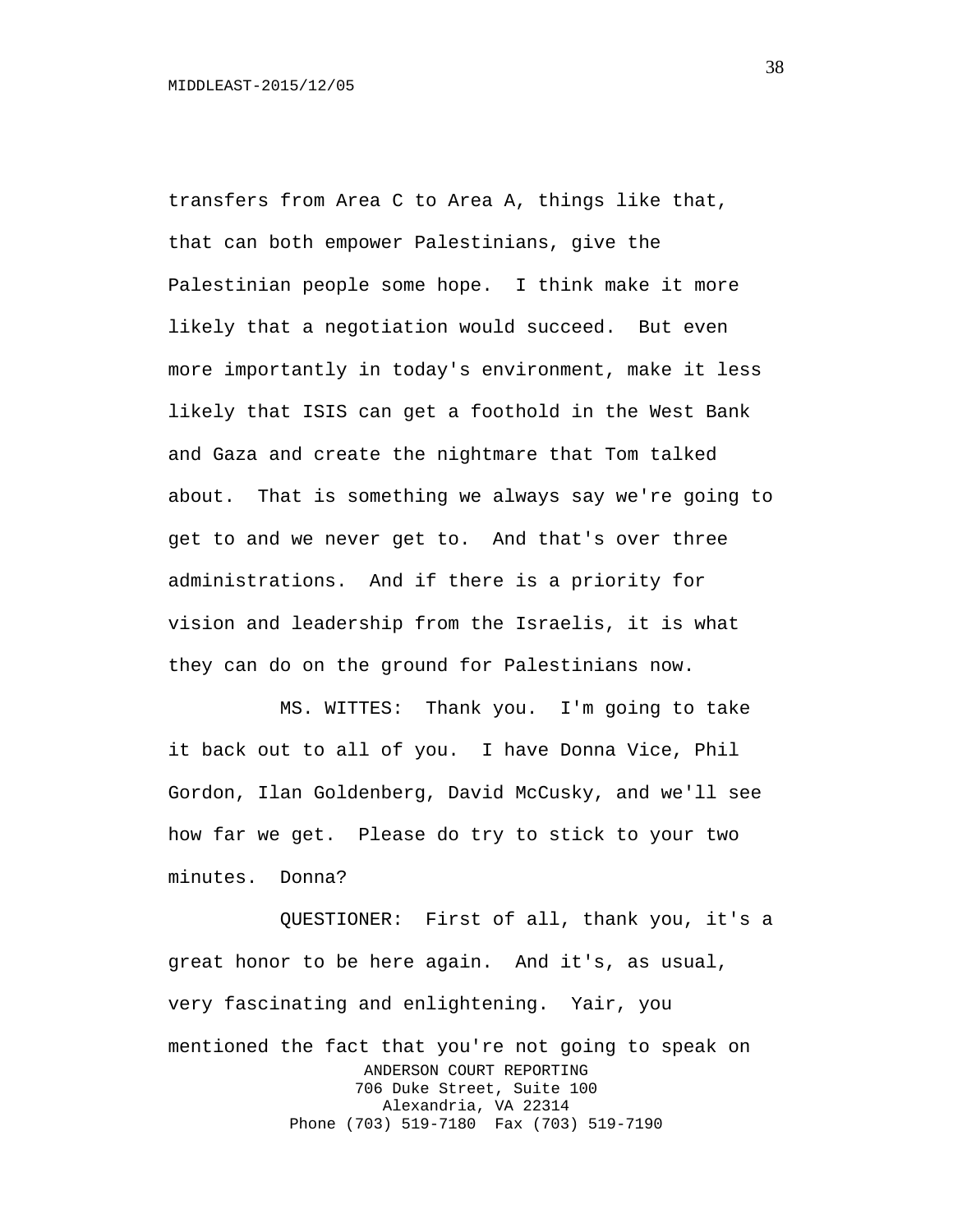transfers from Area C to Area A, things like that, that can both empower Palestinians, give the Palestinian people some hope. I think make it more likely that a negotiation would succeed. But even more importantly in today's environment, make it less likely that ISIS can get a foothold in the West Bank and Gaza and create the nightmare that Tom talked about. That is something we always say we're going to get to and we never get to. And that's over three administrations. And if there is a priority for vision and leadership from the Israelis, it is what they can do on the ground for Palestinians now.

MS. WITTES: Thank you. I'm going to take it back out to all of you. I have Donna Vice, Phil Gordon, Ilan Goldenberg, David McCusky, and we'll see how far we get. Please do try to stick to your two minutes. Donna?

QUESTIONER: First of all, thank you, it's a great honor to be here again. And it's, as usual, very fascinating and enlightening. Yair, you mentioned the fact that you're not going to speak on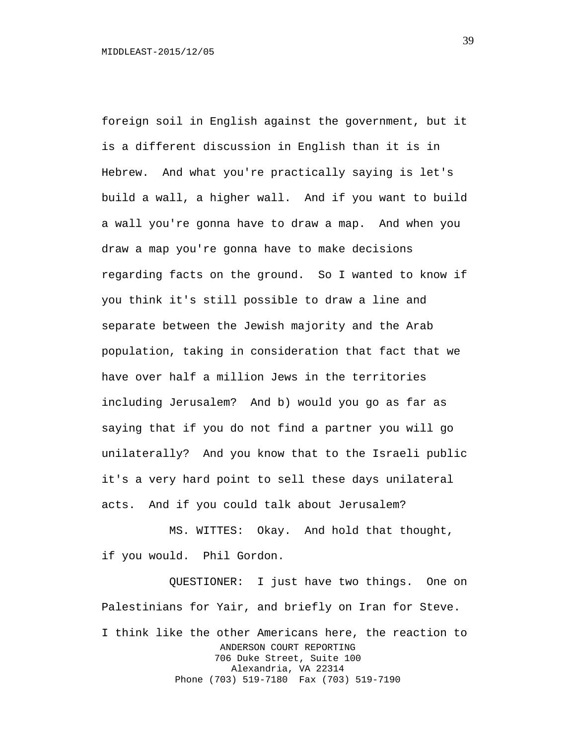foreign soil in English against the government, but it is a different discussion in English than it is in Hebrew. And what you're practically saying is let's build a wall, a higher wall. And if you want to build a wall you're gonna have to draw a map. And when you draw a map you're gonna have to make decisions regarding facts on the ground. So I wanted to know if you think it's still possible to draw a line and separate between the Jewish majority and the Arab population, taking in consideration that fact that we have over half a million Jews in the territories including Jerusalem? And b) would you go as far as saying that if you do not find a partner you will go unilaterally? And you know that to the Israeli public it's a very hard point to sell these days unilateral acts. And if you could talk about Jerusalem?

MS. WITTES: Okay. And hold that thought, if you would. Phil Gordon.

QUESTIONER: I just have two things. One on Palestinians for Yair, and briefly on Iran for Steve. I think like the other Americans here, the reaction to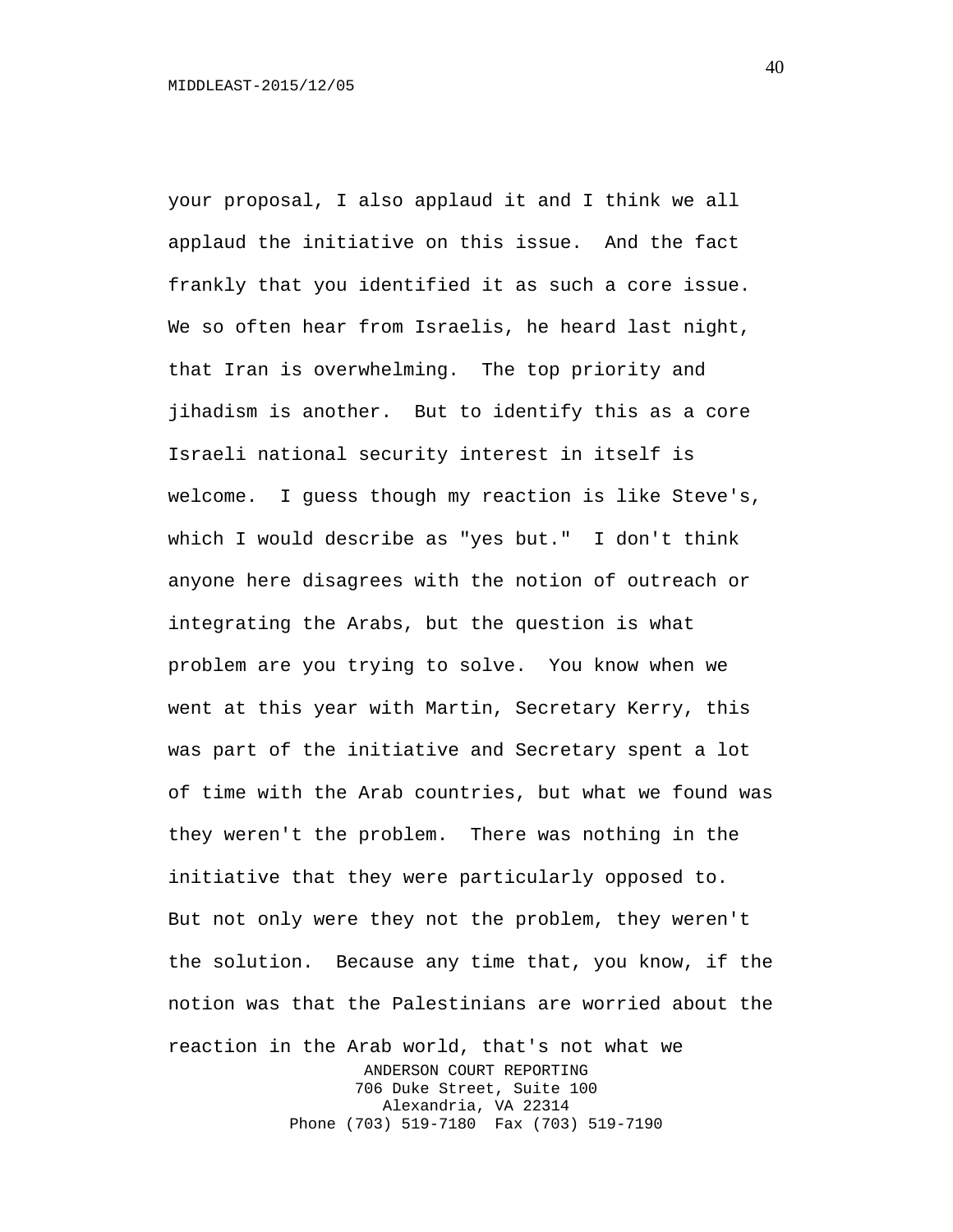your proposal, I also applaud it and I think we all applaud the initiative on this issue. And the fact frankly that you identified it as such a core issue. We so often hear from Israelis, he heard last night, that Iran is overwhelming. The top priority and jihadism is another. But to identify this as a core Israeli national security interest in itself is welcome. I guess though my reaction is like Steve's, which I would describe as "yes but." I don't think anyone here disagrees with the notion of outreach or integrating the Arabs, but the question is what problem are you trying to solve. You know when we went at this year with Martin, Secretary Kerry, this was part of the initiative and Secretary spent a lot of time with the Arab countries, but what we found was they weren't the problem. There was nothing in the initiative that they were particularly opposed to. But not only were they not the problem, they weren't the solution. Because any time that, you know, if the notion was that the Palestinians are worried about the reaction in the Arab world, that's not what we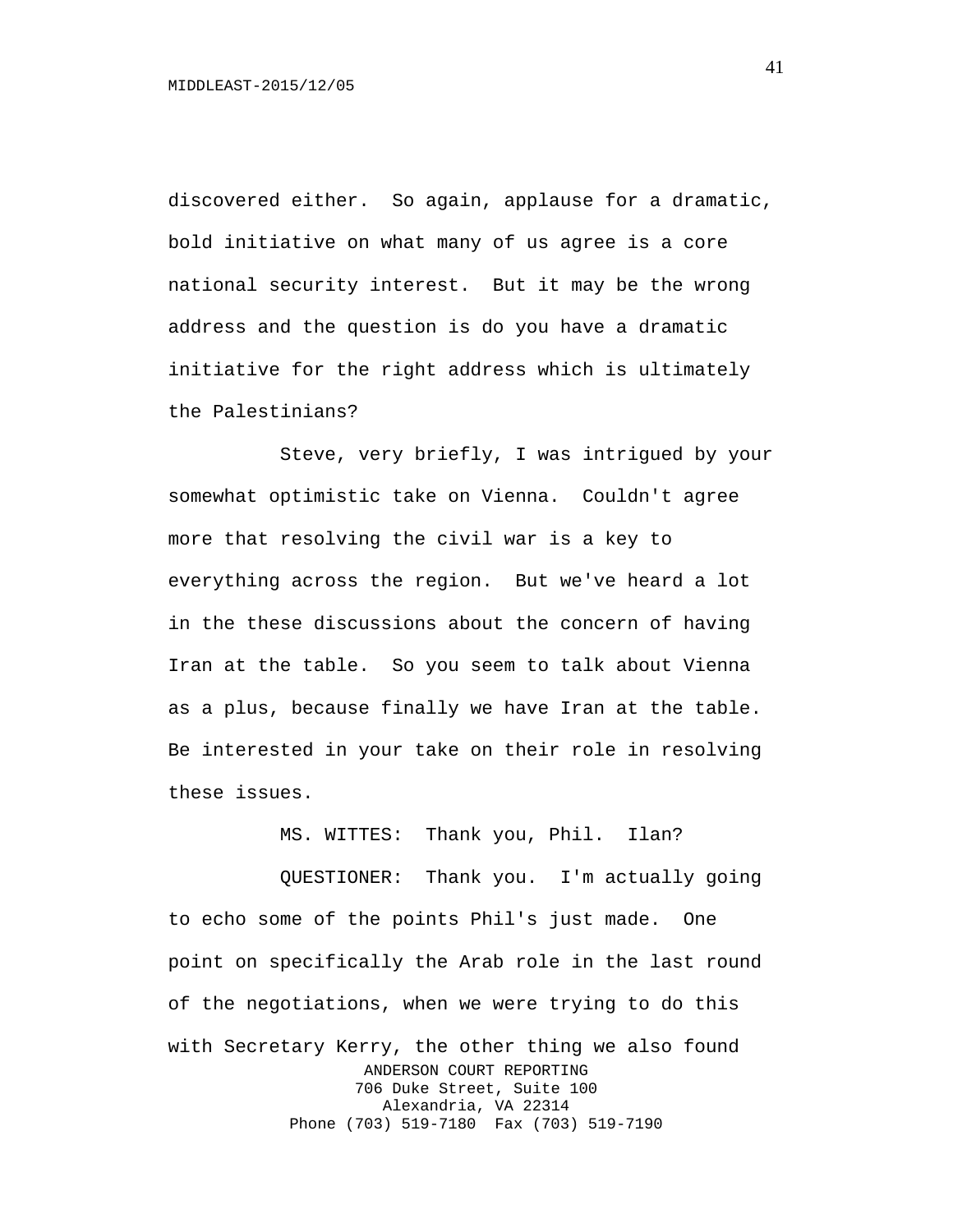discovered either. So again, applause for a dramatic, bold initiative on what many of us agree is a core national security interest. But it may be the wrong address and the question is do you have a dramatic initiative for the right address which is ultimately the Palestinians?

Steve, very briefly, I was intrigued by your somewhat optimistic take on Vienna. Couldn't agree more that resolving the civil war is a key to everything across the region. But we've heard a lot in the these discussions about the concern of having Iran at the table. So you seem to talk about Vienna as a plus, because finally we have Iran at the table. Be interested in your take on their role in resolving these issues.

MS. WITTES: Thank you, Phil. Ilan?

QUESTIONER: Thank you. I'm actually going to echo some of the points Phil's just made. One point on specifically the Arab role in the last round of the negotiations, when we were trying to do this with Secretary Kerry, the other thing we also found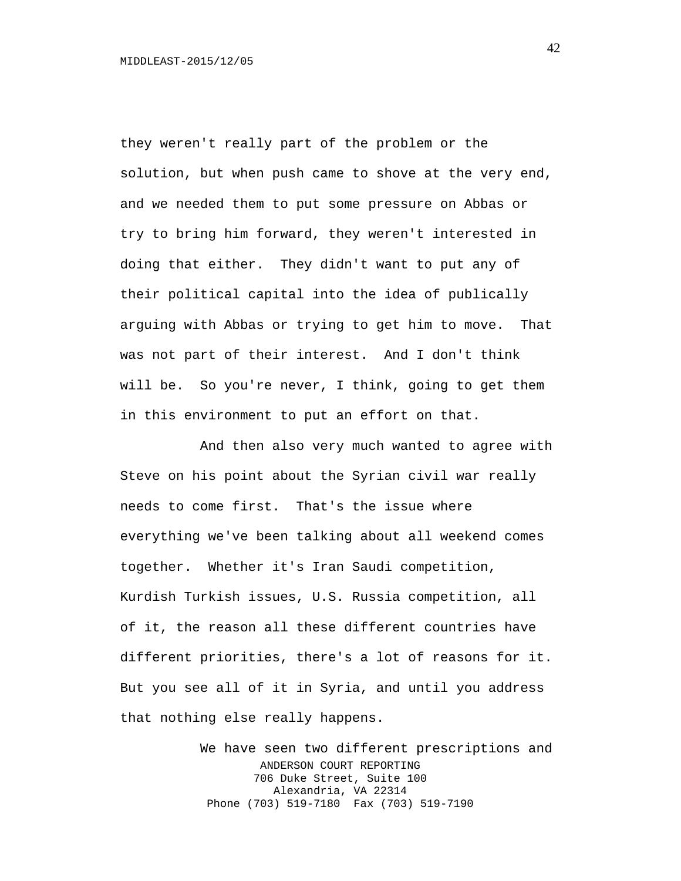they weren't really part of the problem or the solution, but when push came to shove at the very end, and we needed them to put some pressure on Abbas or try to bring him forward, they weren't interested in doing that either. They didn't want to put any of their political capital into the idea of publically arguing with Abbas or trying to get him to move. That was not part of their interest. And I don't think will be. So you're never, I think, going to get them in this environment to put an effort on that.

And then also very much wanted to agree with Steve on his point about the Syrian civil war really needs to come first. That's the issue where everything we've been talking about all weekend comes together. Whether it's Iran Saudi competition, Kurdish Turkish issues, U.S. Russia competition, all of it, the reason all these different countries have different priorities, there's a lot of reasons for it. But you see all of it in Syria, and until you address that nothing else really happens.

We have seen two different prescriptions and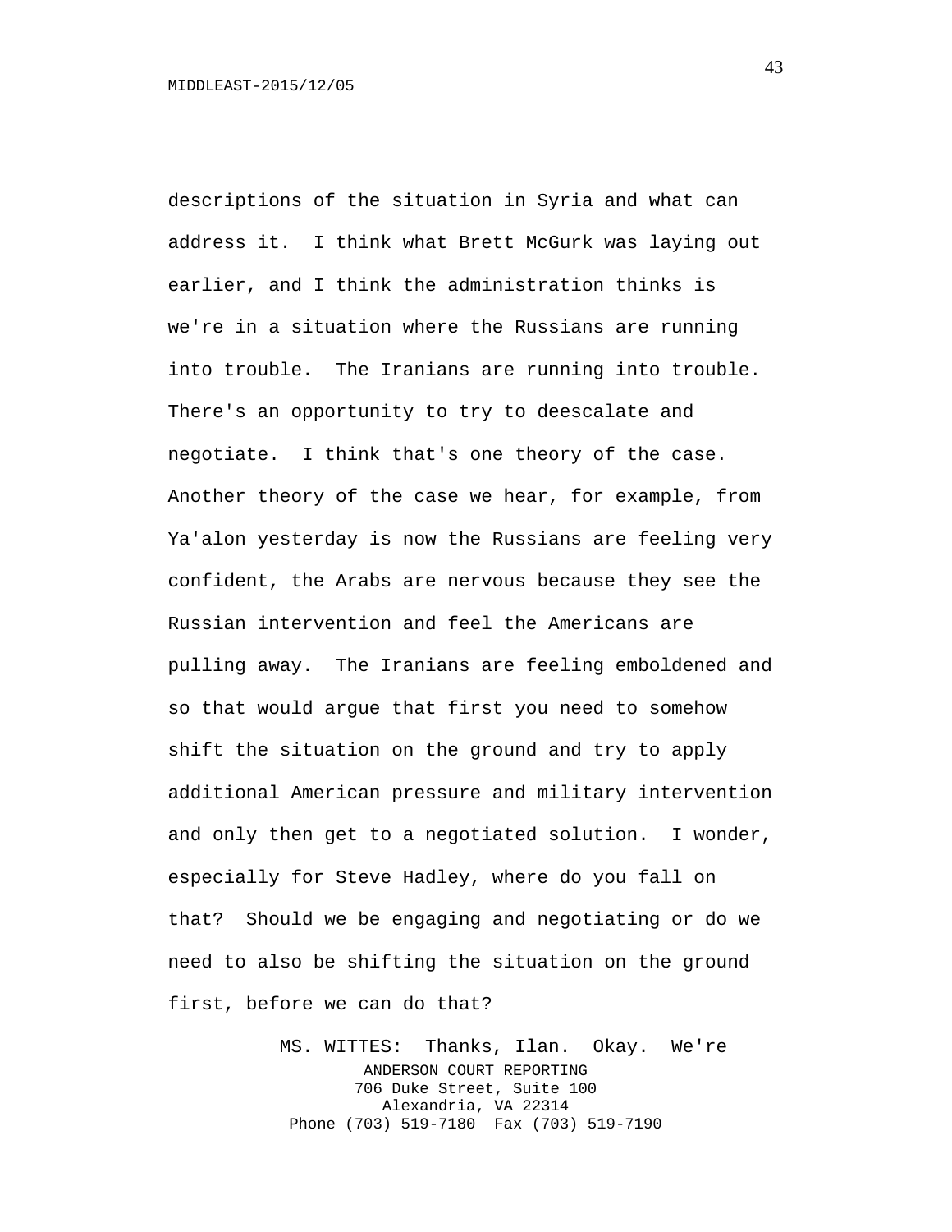descriptions of the situation in Syria and what can address it. I think what Brett McGurk was laying out earlier, and I think the administration thinks is we're in a situation where the Russians are running into trouble. The Iranians are running into trouble. There's an opportunity to try to deescalate and negotiate. I think that's one theory of the case. Another theory of the case we hear, for example, from Ya'alon yesterday is now the Russians are feeling very confident, the Arabs are nervous because they see the Russian intervention and feel the Americans are pulling away. The Iranians are feeling emboldened and so that would argue that first you need to somehow shift the situation on the ground and try to apply additional American pressure and military intervention and only then get to a negotiated solution. I wonder, especially for Steve Hadley, where do you fall on that? Should we be engaging and negotiating or do we need to also be shifting the situation on the ground first, before we can do that?

MS. WITTES: Thanks, Ilan. Okay. We're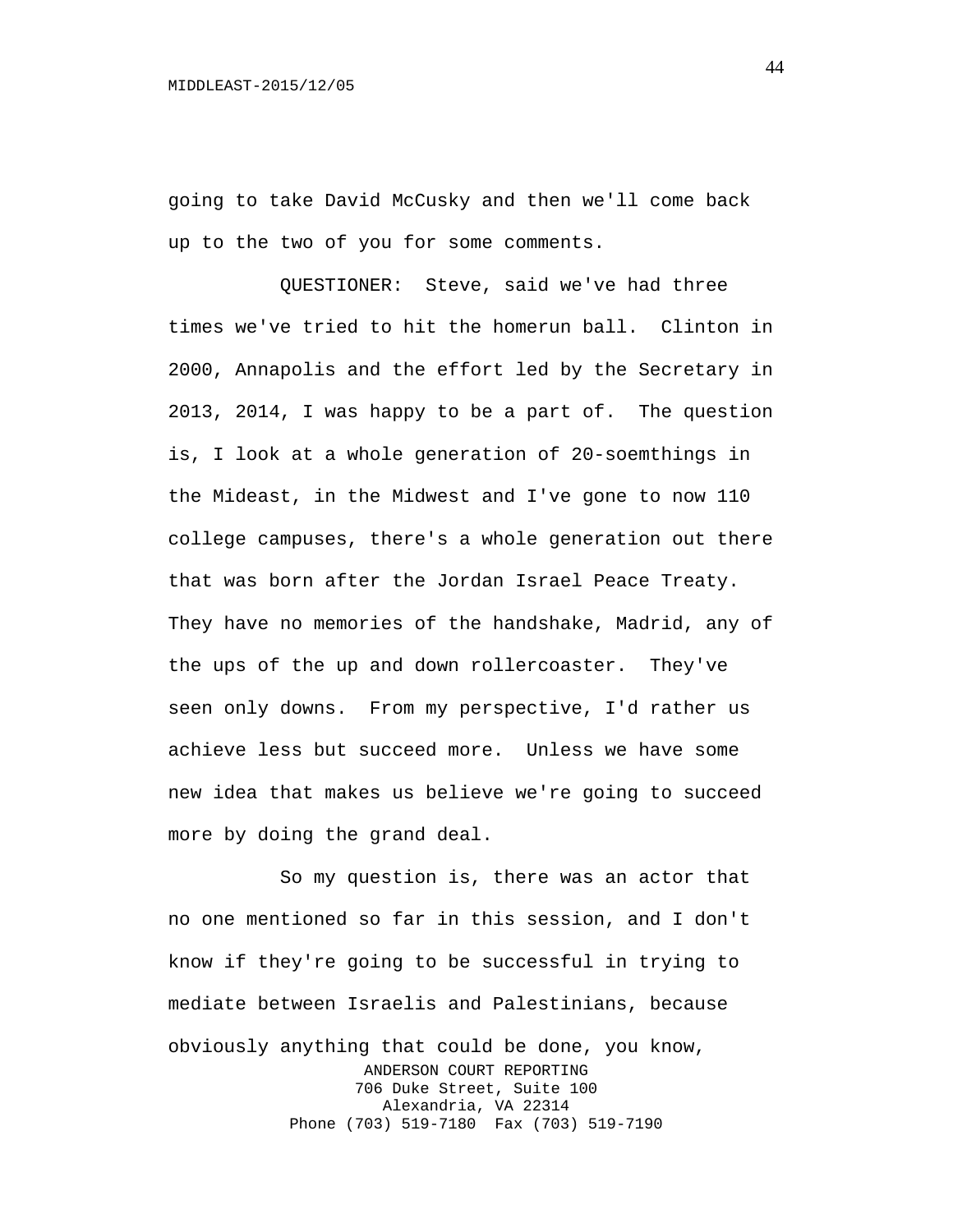going to take David McCusky and then we'll come back up to the two of you for some comments.

QUESTIONER: Steve, said we've had three times we've tried to hit the homerun ball. Clinton in 2000, Annapolis and the effort led by the Secretary in 2013, 2014, I was happy to be a part of. The question is, I look at a whole generation of 20-soemthings in the Mideast, in the Midwest and I've gone to now 110 college campuses, there's a whole generation out there that was born after the Jordan Israel Peace Treaty. They have no memories of the handshake, Madrid, any of the ups of the up and down rollercoaster. They've seen only downs. From my perspective, I'd rather us achieve less but succeed more. Unless we have some new idea that makes us believe we're going to succeed more by doing the grand deal.

So my question is, there was an actor that no one mentioned so far in this session, and I don't know if they're going to be successful in trying to mediate between Israelis and Palestinians, because obviously anything that could be done, you know,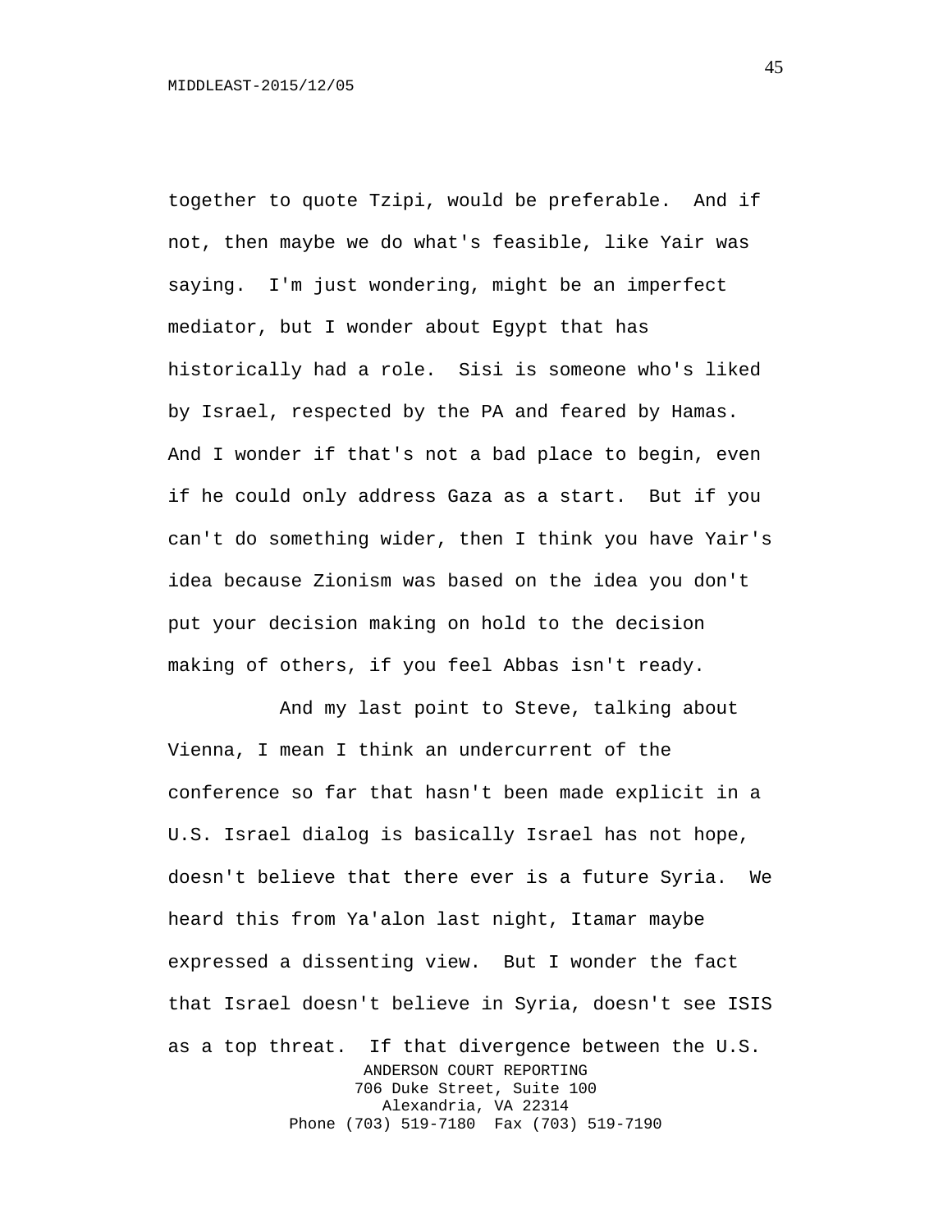together to quote Tzipi, would be preferable. And if not, then maybe we do what's feasible, like Yair was saying. I'm just wondering, might be an imperfect mediator, but I wonder about Egypt that has historically had a role. Sisi is someone who's liked by Israel, respected by the PA and feared by Hamas. And I wonder if that's not a bad place to begin, even if he could only address Gaza as a start. But if you can't do something wider, then I think you have Yair's idea because Zionism was based on the idea you don't put your decision making on hold to the decision making of others, if you feel Abbas isn't ready.

And my last point to Steve, talking about Vienna, I mean I think an undercurrent of the conference so far that hasn't been made explicit in a U.S. Israel dialog is basically Israel has not hope, doesn't believe that there ever is a future Syria. We heard this from Ya'alon last night, Itamar maybe expressed a dissenting view. But I wonder the fact that Israel doesn't believe in Syria, doesn't see ISIS as a top threat. If that divergence between the U.S.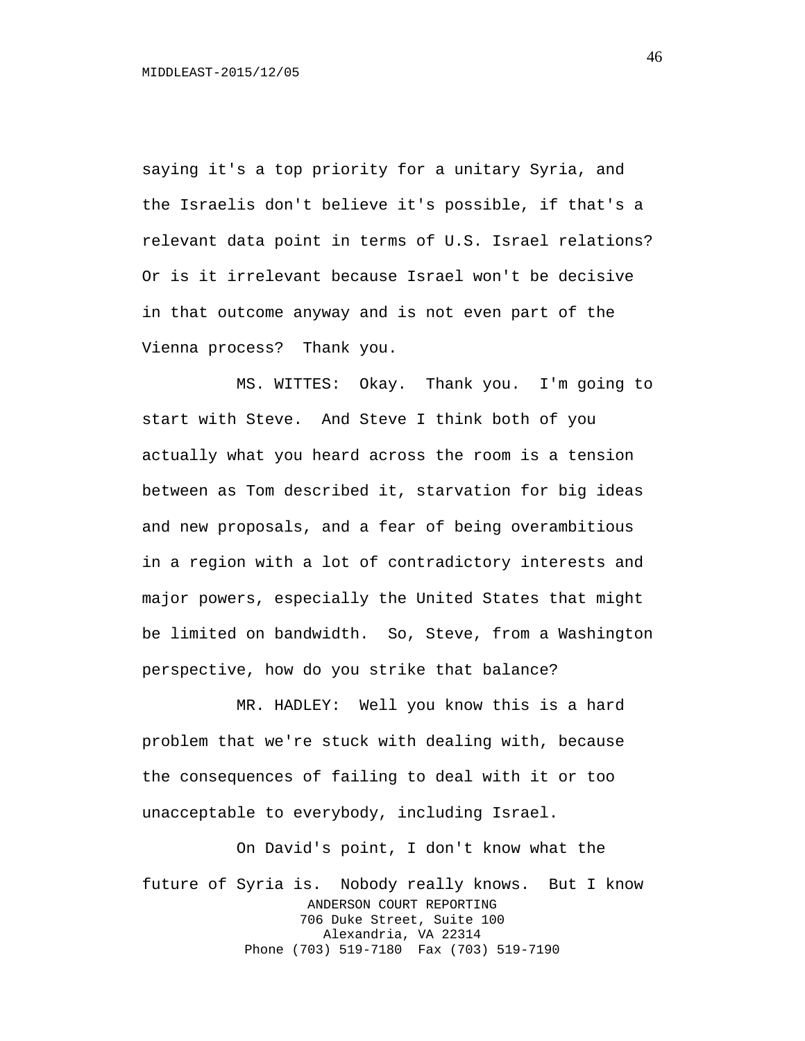saying it's a top priority for a unitary Syria, and the Israelis don't believe it's possible, if that's a relevant data point in terms of U.S. Israel relations? Or is it irrelevant because Israel won't be decisive in that outcome anyway and is not even part of the Vienna process? Thank you.

MS. WITTES: Okay. Thank you. I'm going to start with Steve. And Steve I think both of you actually what you heard across the room is a tension between as Tom described it, starvation for big ideas and new proposals, and a fear of being overambitious in a region with a lot of contradictory interests and major powers, especially the United States that might be limited on bandwidth. So, Steve, from a Washington perspective, how do you strike that balance?

MR. HADLEY: Well you know this is a hard problem that we're stuck with dealing with, because the consequences of failing to deal with it or too unacceptable to everybody, including Israel.

On David's point, I don't know what the future of Syria is. Nobody really knows. But I know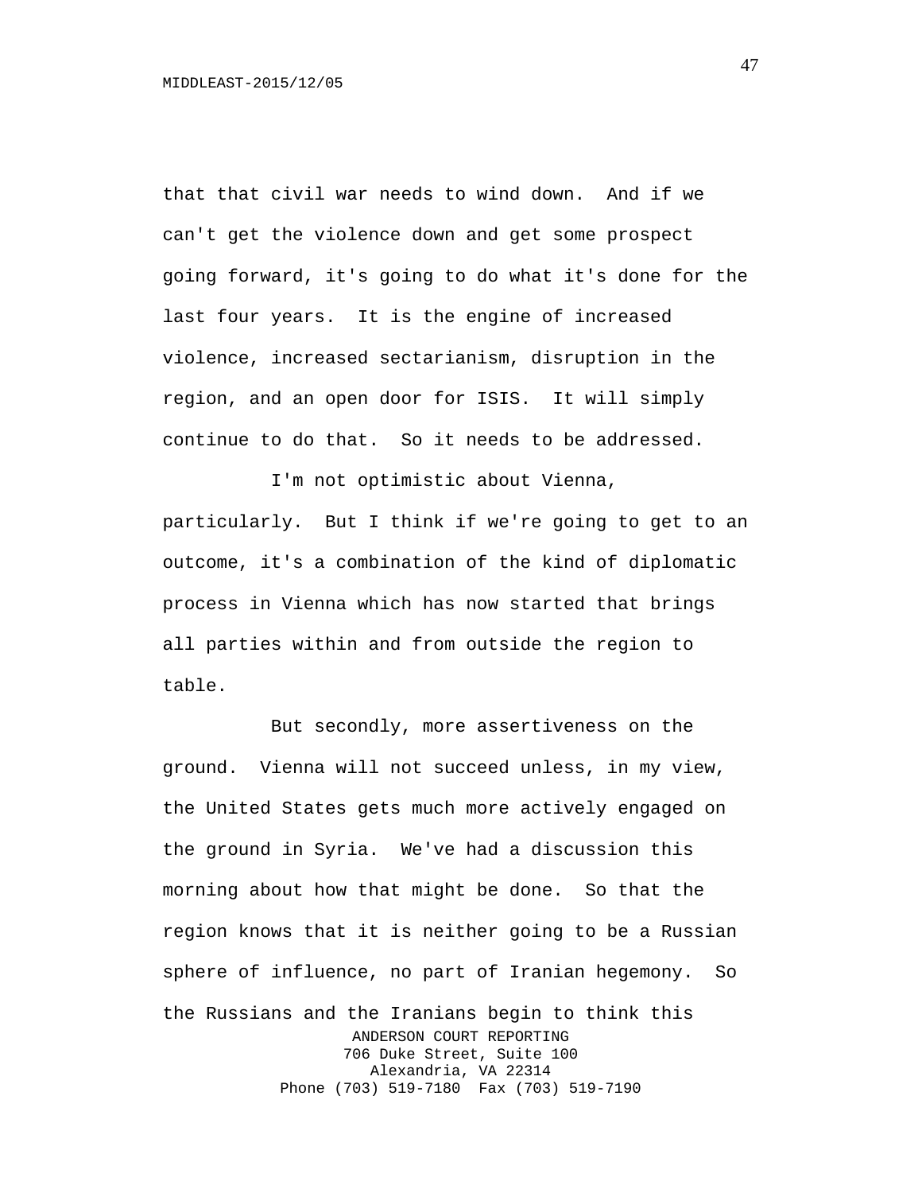that that civil war needs to wind down. And if we can't get the violence down and get some prospect going forward, it's going to do what it's done for the last four years. It is the engine of increased violence, increased sectarianism, disruption in the region, and an open door for ISIS. It will simply continue to do that. So it needs to be addressed.

I'm not optimistic about Vienna, particularly. But I think if we're going to get to an outcome, it's a combination of the kind of diplomatic process in Vienna which has now started that brings all parties within and from outside the region to table.

But secondly, more assertiveness on the ground. Vienna will not succeed unless, in my view, the United States gets much more actively engaged on the ground in Syria. We've had a discussion this morning about how that might be done. So that the region knows that it is neither going to be a Russian sphere of influence, no part of Iranian hegemony. So the Russians and the Iranians begin to think this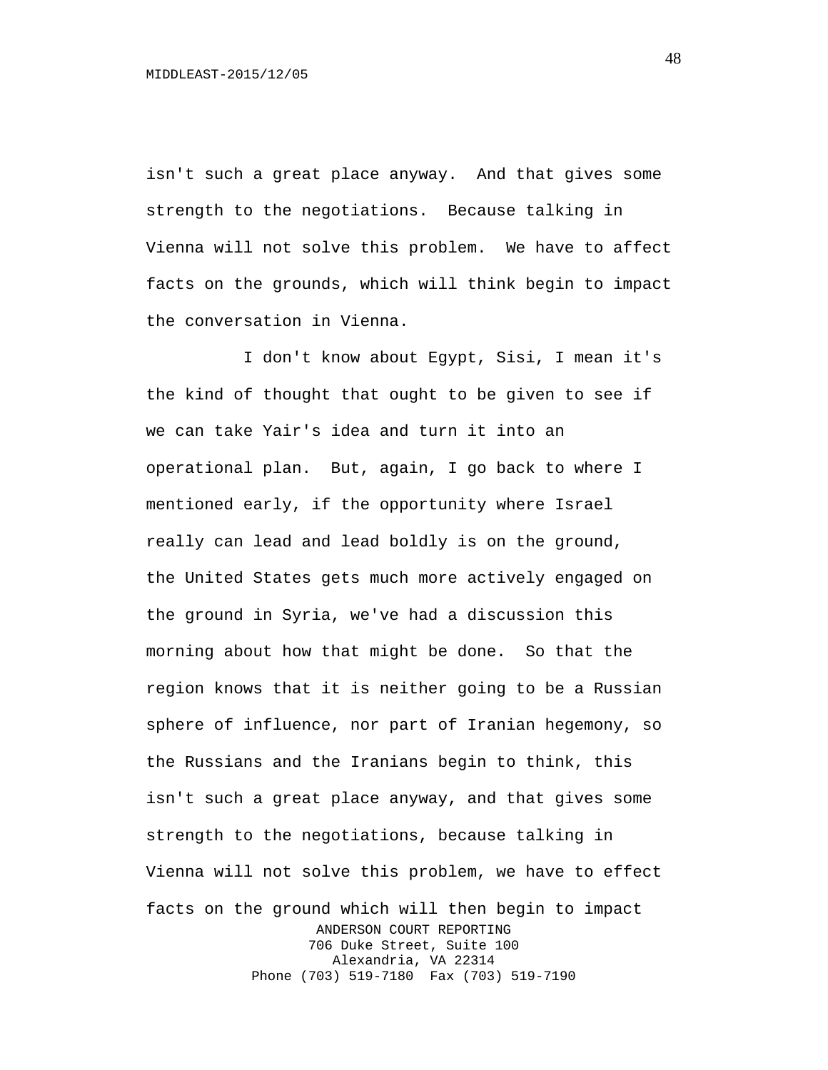isn't such a great place anyway. And that gives some strength to the negotiations. Because talking in Vienna will not solve this problem. We have to affect facts on the grounds, which will think begin to impact the conversation in Vienna.

I don't know about Egypt, Sisi, I mean it's the kind of thought that ought to be given to see if we can take Yair's idea and turn it into an operational plan. But, again, I go back to where I mentioned early, if the opportunity where Israel really can lead and lead boldly is on the ground, the United States gets much more actively engaged on the ground in Syria, we've had a discussion this morning about how that might be done. So that the region knows that it is neither going to be a Russian sphere of influence, nor part of Iranian hegemony, so the Russians and the Iranians begin to think, this isn't such a great place anyway, and that gives some strength to the negotiations, because talking in Vienna will not solve this problem, we have to effect facts on the ground which will then begin to impact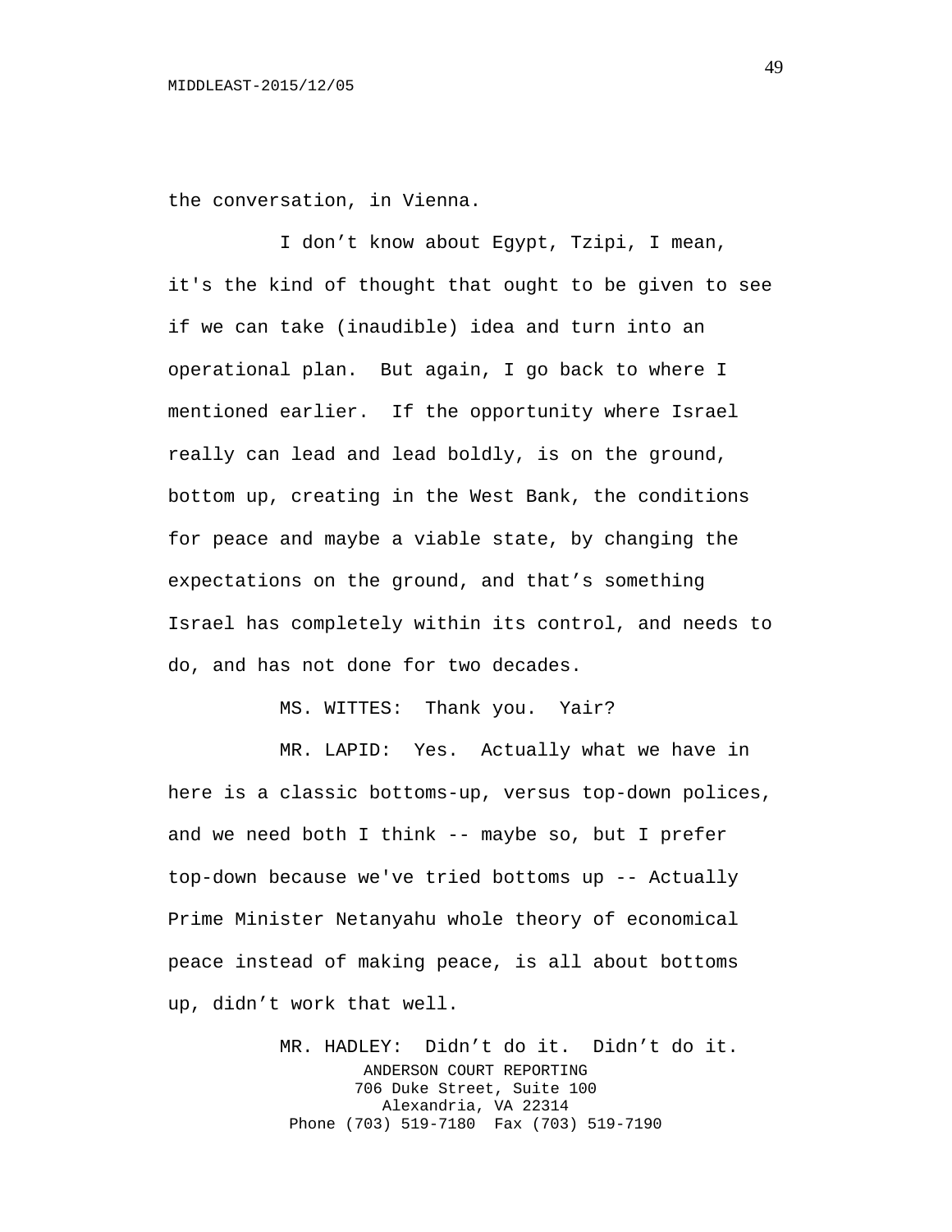the conversation, in Vienna.

I don't know about Egypt, Tzipi, I mean, it's the kind of thought that ought to be given to see if we can take (inaudible) idea and turn into an operational plan. But again, I go back to where I mentioned earlier. If the opportunity where Israel really can lead and lead boldly, is on the ground, bottom up, creating in the West Bank, the conditions for peace and maybe a viable state, by changing the expectations on the ground, and that's something Israel has completely within its control, and needs to do, and has not done for two decades.

MS. WITTES: Thank you. Yair?

MR. LAPID: Yes. Actually what we have in here is a classic bottoms-up, versus top-down polices, and we need both I think -- maybe so, but I prefer top-down because we've tried bottoms up -- Actually Prime Minister Netanyahu whole theory of economical peace instead of making peace, is all about bottoms up, didn't work that well.

MR. HADLEY: Didn't do it. Didn't do it.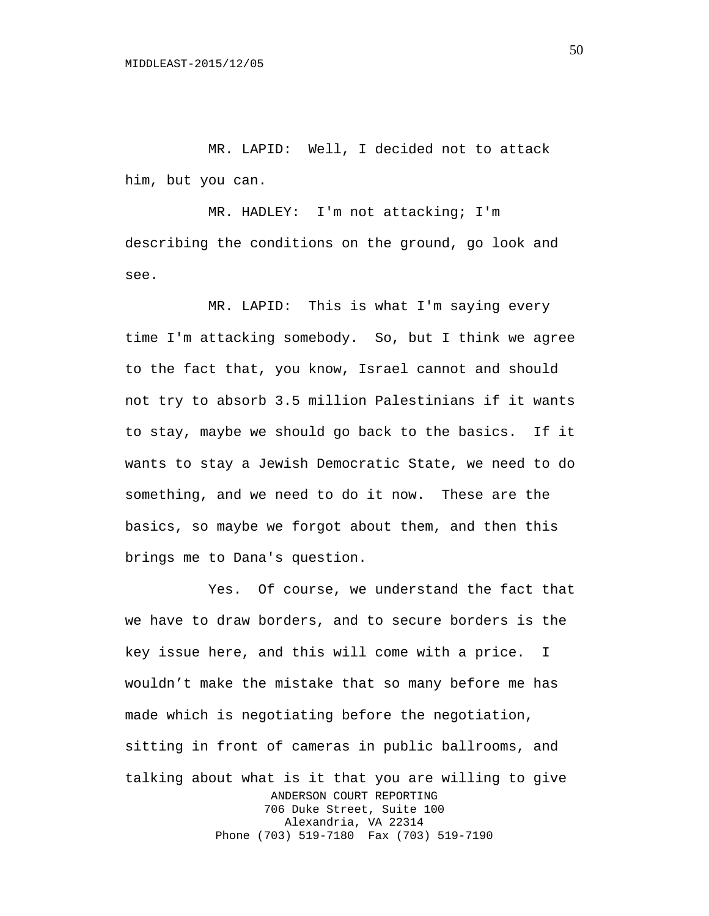MR. LAPID: Well, I decided not to attack him, but you can.

MR. HADLEY: I'm not attacking; I'm describing the conditions on the ground, go look and see.

MR. LAPID: This is what I'm saying every time I'm attacking somebody. So, but I think we agree to the fact that, you know, Israel cannot and should not try to absorb 3.5 million Palestinians if it wants to stay, maybe we should go back to the basics. If it wants to stay a Jewish Democratic State, we need to do something, and we need to do it now. These are the basics, so maybe we forgot about them, and then this brings me to Dana's question.

Yes. Of course, we understand the fact that we have to draw borders, and to secure borders is the key issue here, and this will come with a price. I wouldn’t make the mistake that so many before me has made which is negotiating before the negotiation, sitting in front of cameras in public ballrooms, and talking about what is it that you are willing to give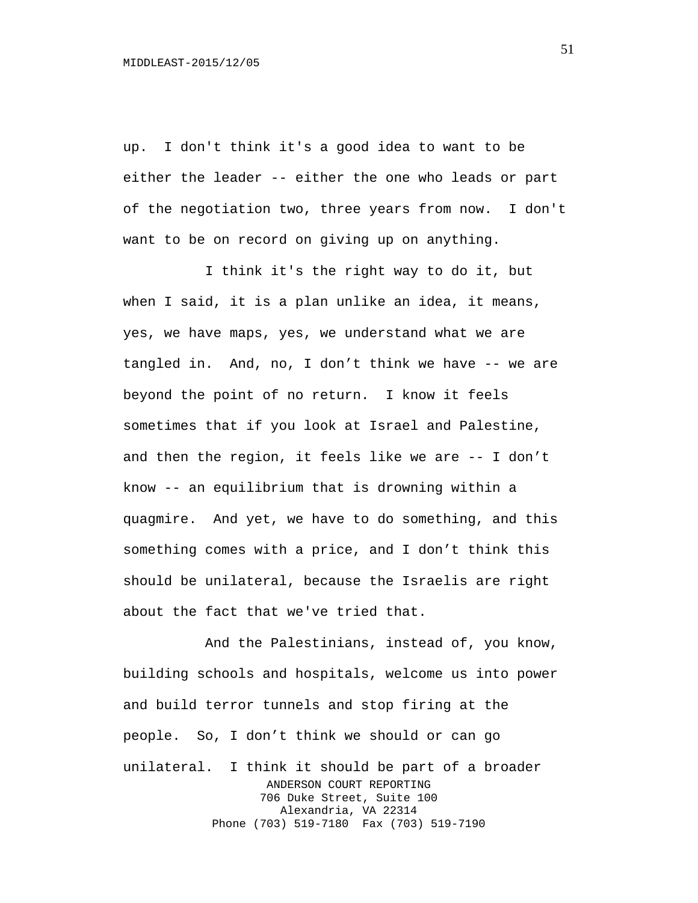up. I don't think it's a good idea to want to be either the leader -- either the one who leads or part of the negotiation two, three years from now. I don't want to be on record on giving up on anything.

I think it's the right way to do it, but when I said, it is a plan unlike an idea, it means, yes, we have maps, yes, we understand what we are tangled in. And, no, I don’t think we have -- we are beyond the point of no return. I know it feels sometimes that if you look at Israel and Palestine, and then the region, it feels like we are -- I don’t know -- an equilibrium that is drowning within a quagmire. And yet, we have to do something, and this something comes with a price, and I don’t think this should be unilateral, because the Israelis are right about the fact that we've tried that.

And the Palestinians, instead of, you know, building schools and hospitals, welcome us into power and build terror tunnels and stop firing at the people. So, I don’t think we should or can go unilateral. I think it should be part of a broader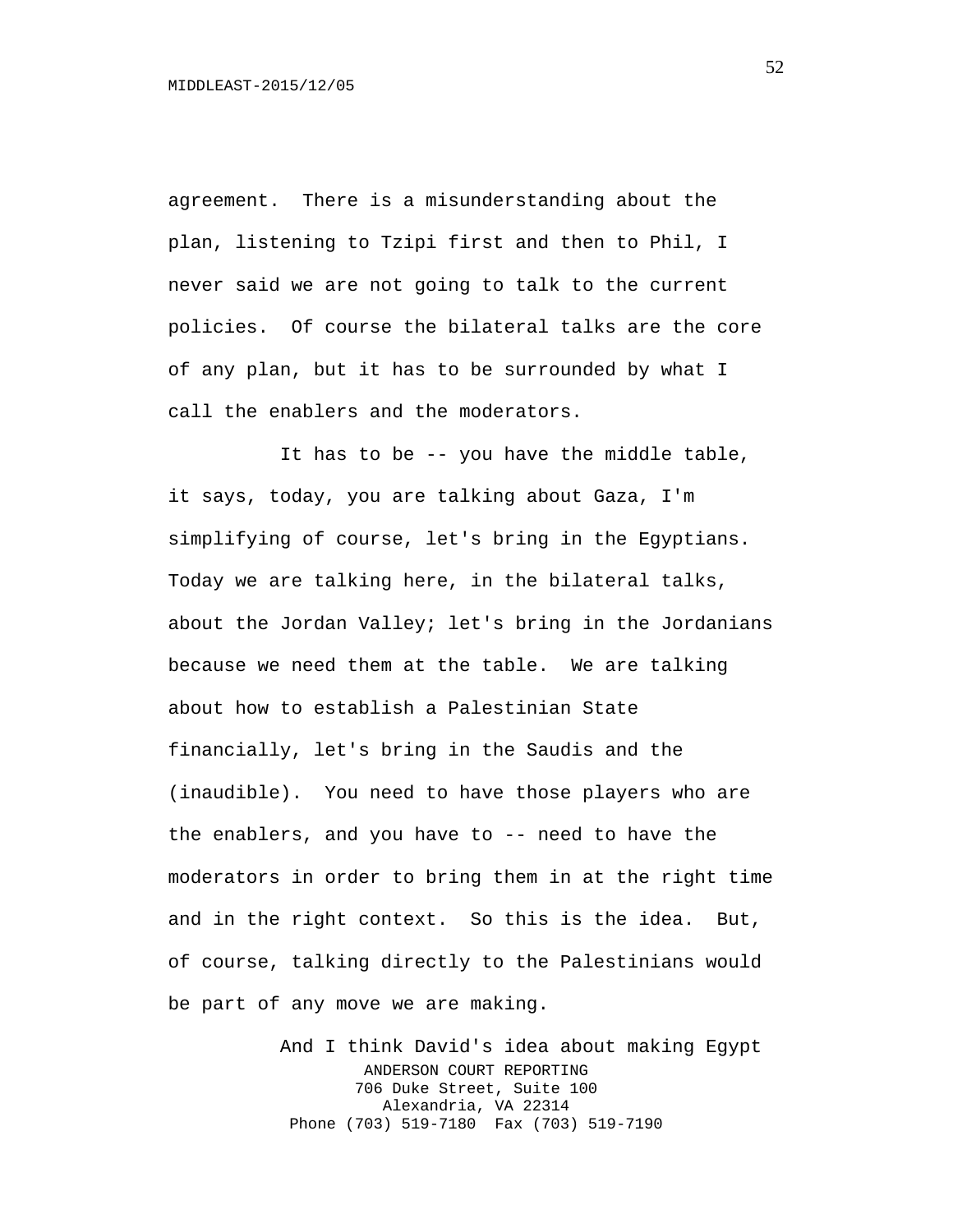agreement. There is a misunderstanding about the plan, listening to Tzipi first and then to Phil, I never said we are not going to talk to the current policies. Of course the bilateral talks are the core of any plan, but it has to be surrounded by what I call the enablers and the moderators.

It has to be -- you have the middle table, it says, today, you are talking about Gaza, I'm simplifying of course, let's bring in the Egyptians. Today we are talking here, in the bilateral talks, about the Jordan Valley; let's bring in the Jordanians because we need them at the table. We are talking about how to establish a Palestinian State financially, let's bring in the Saudis and the (inaudible). You need to have those players who are the enablers, and you have to -- need to have the moderators in order to bring them in at the right time and in the right context. So this is the idea. But, of course, talking directly to the Palestinians would be part of any move we are making.

And I think David's idea about making Egypt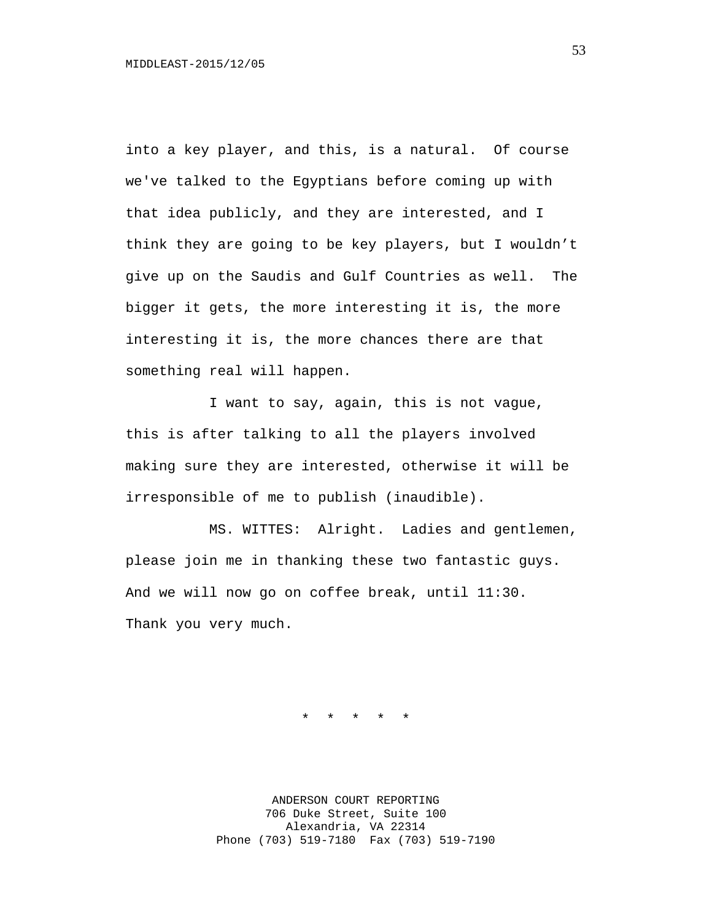into a key player, and this, is a natural. Of course we've talked to the Egyptians before coming up with that idea publicly, and they are interested, and I think they are going to be key players, but I wouldn't give up on the Saudis and Gulf Countries as well. The bigger it gets, the more interesting it is, the more interesting it is, the more chances there are that something real will happen.

I want to say, again, this is not vague, this is after talking to all the players involved making sure they are interested, otherwise it will be irresponsible of me to publish (inaudible).

MS. WITTES: Alright. Ladies and gentlemen, please join me in thanking these two fantastic guys. And we will now go on coffee break, until 11:30. Thank you very much.

* * * * *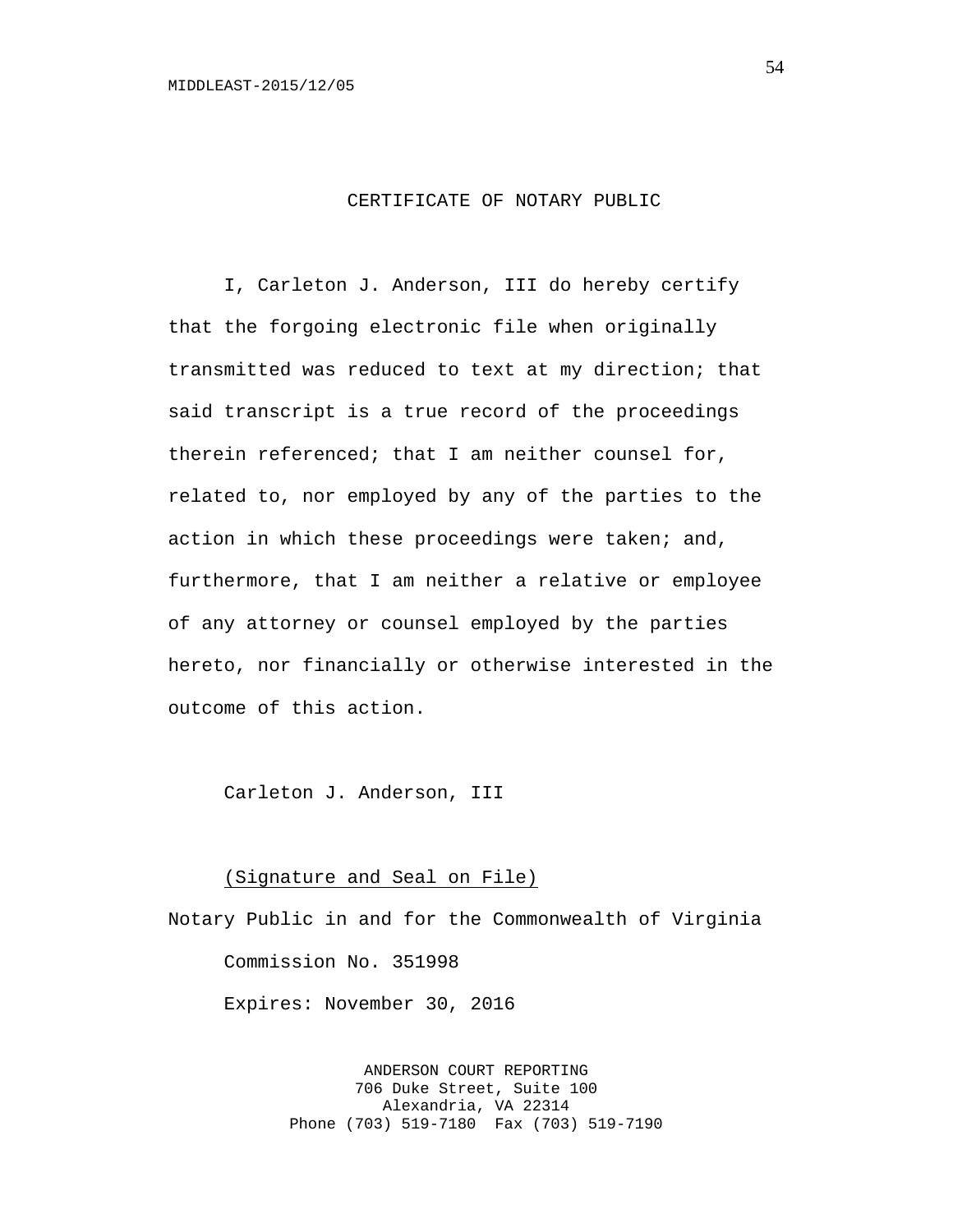## CERTIFICATE OF NOTARY PUBLIC

I, Carleton J. Anderson, III do hereby certify that the forgoing electronic file when originally transmitted was reduced to text at my direction; that said transcript is a true record of the proceedings therein referenced; that I am neither counsel for, related to, nor employed by any of the parties to the action in which these proceedings were taken; and, furthermore, that I am neither a relative or employee of any attorney or counsel employed by the parties hereto, nor financially or otherwise interested in the outcome of this action.

Carleton J. Anderson, III

(Signature and Seal on File)

Notary Public in and for the Commonwealth of Virginia

Commission No. 351998

Expires: November 30, 2016